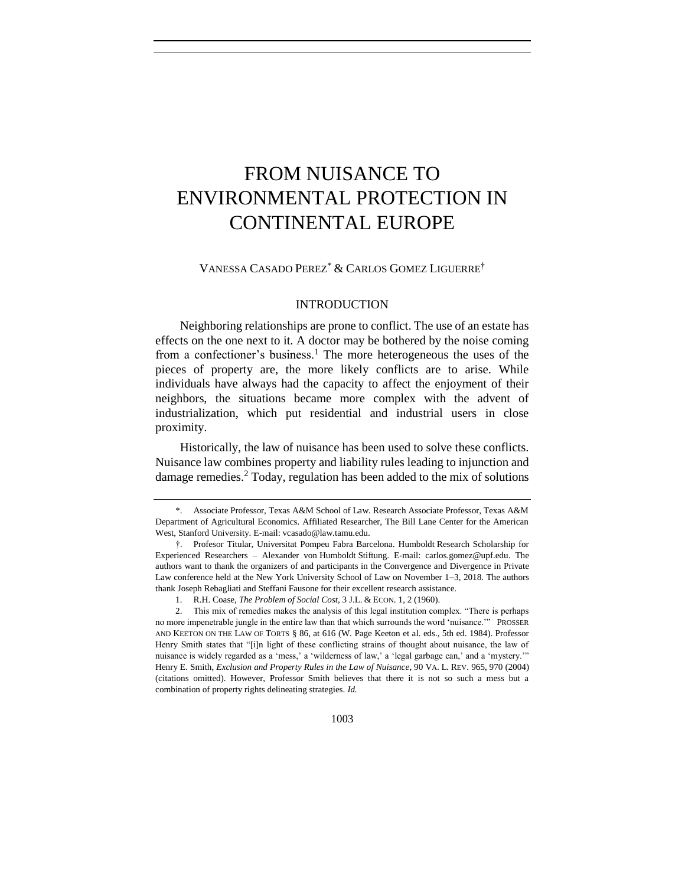# FROM NUISANCE TO ENVIRONMENTAL PROTECTION IN CONTINENTAL EUROPE

VANESSA CASADO PEREZ[*] & CARLOS GOMEZ LIGUERRE[†]

## INTRODUCTION

Neighboring relationships are prone to conflict. The use of an estate has effects on the one next to it. A doctor may be bothered by the noise coming from a confectioner's business.[1] The more heterogeneous the uses of the pieces of property are, the more likely conflicts are to arise. While individuals have always had the capacity to affect the enjoyment of their neighbors, the situations became more complex with the advent of industrialization, which put residential and industrial users in close proximity.

Historically, the law of nuisance has been used to solve these conflicts. Nuisance law combines property and liability rules leading to injunction and damage remedies.[2] Today, regulation has been added to the mix of solutions

---

*. Associate Professor, Texas A&M School of Law. Research Associate Professor, Texas A&M Department of Agricultural Economics. Affiliated Researcher, The Bill Lane Center for the American West, Stanford University. E-mail: vcasado@law.tamu.edu.

†. Profesor Titular, Universitat Pompeu Fabra Barcelona. Humboldt Research Scholarship for Experienced Researchers – Alexander von Humboldt Stiftung. E-mail: carlos.gomez@upf.edu. The authors want to thank the organizers of and participants in the Convergence and Divergence in Private Law conference held at the New York University School of Law on November 1–3, 2018. The authors thank Joseph Rebagliati and Steffani Fausone for their excellent research assistance.

1. R.H. Coase, *The Problem of Social Cost*, 3 J.L. & ECON. 1, 2 (1960).

2. This mix of remedies makes the analysis of this legal institution complex. "There is perhaps no more impenetrable jungle in the entire law than that which surrounds the word 'nuisance.'" PROSSER AND KEETON ON THE LAW OF TORTS § 86, at 616 (W. Page Keeton et al. eds., 5th ed. 1984). Professor Henry Smith states that "[i]n light of these conflicting strains of thought about nuisance, the law of nuisance is widely regarded as a 'mess,' a 'wilderness of law,' a 'legal garbage can,' and a 'mystery.'" Henry E. Smith, *Exclusion and Property Rules in the Law of Nuisance*, 90 VA. L. REV. 965, 970 (2004) (citations omitted). However, Professor Smith believes that there it is not so such a mess but a combination of property rights delineating strategies. *Id.*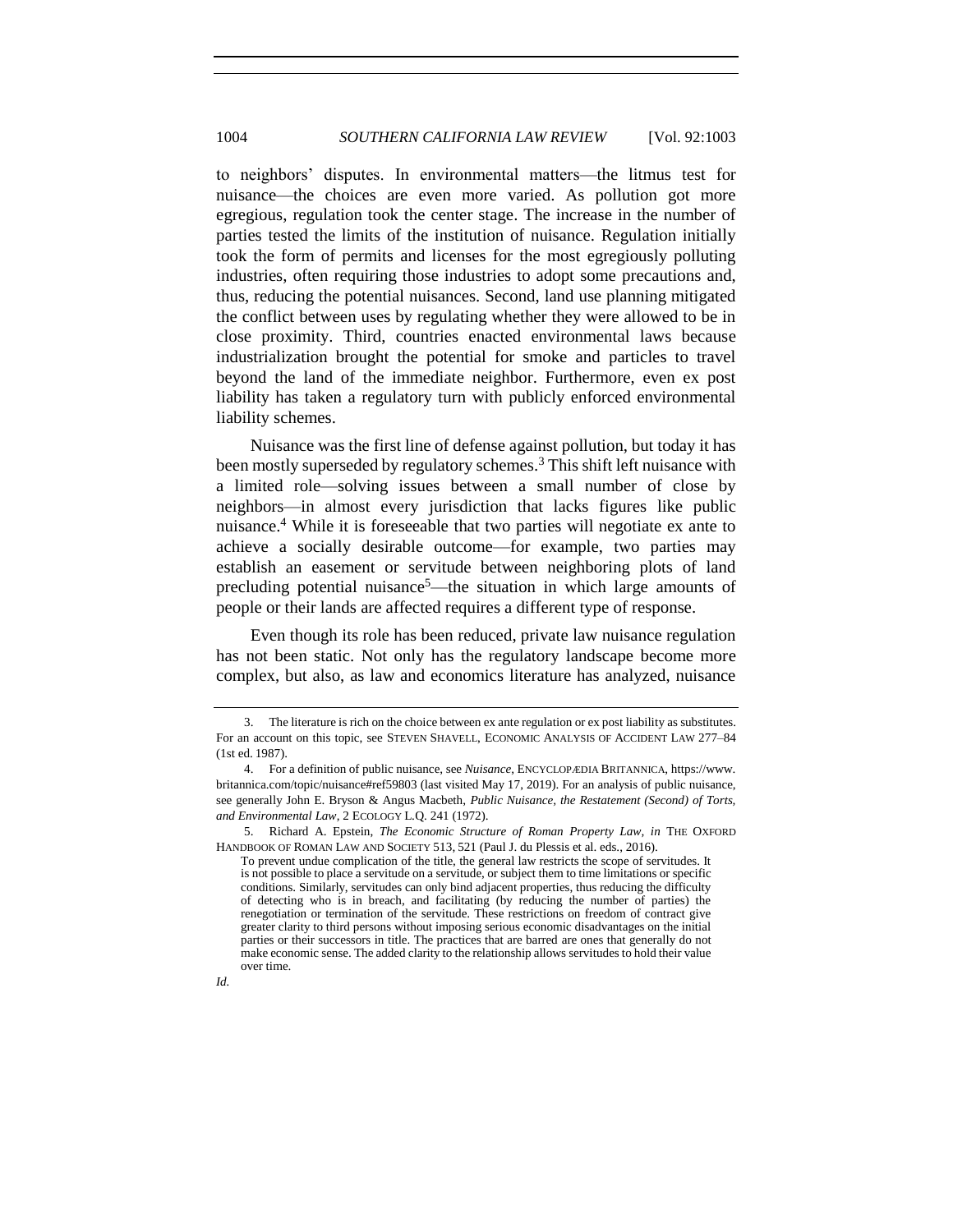to neighbors' disputes. In environmental matters—the litmus test for nuisance—the choices are even more varied. As pollution got more egregious, regulation took the center stage. The increase in the number of parties tested the limits of the institution of nuisance. Regulation initially took the form of permits and licenses for the most egregiously polluting industries, often requiring those industries to adopt some precautions and, thus, reducing the potential nuisances. Second, land use planning mitigated the conflict between uses by regulating whether they were allowed to be in close proximity. Third, countries enacted environmental laws because industrialization brought the potential for smoke and particles to travel beyond the land of the immediate neighbor. Furthermore, even ex post liability has taken a regulatory turn with publicly enforced environmental liability schemes.

Nuisance was the first line of defense against pollution, but today it has been mostly superseded by regulatory schemes.[3] This shift left nuisance with a limited role—solving issues between a small number of close by neighbors—in almost every jurisdiction that lacks figures like public nuisance.[4] While it is foreseeable that two parties will negotiate ex ante to achieve a socially desirable outcome—for example, two parties may establish an easement or servitude between neighboring plots of land precluding potential nuisance[5]—the situation in which large amounts of people or their lands are affected requires a different type of response.

Even though its role has been reduced, private law nuisance regulation has not been static. Not only has the regulatory landscape become more complex, but also, as law and economics literature has analyzed, nuisance

---

3. The literature is rich on the choice between ex ante regulation or ex post liability as substitutes. For an account on this topic, see STEVEN SHAVELL, ECONOMIC ANALYSIS OF ACCIDENT LAW 277–84 (1st ed. 1987).

4. For a definition of public nuisance, see *Nuisance*, ENCYCLOPÆDIA BRITANNICA, https://www.britannica.com/topic/nuisance#ref59803 (last visited May 17, 2019). For an analysis of public nuisance, see generally John E. Bryson & Angus Macbeth, *Public Nuisance, the Restatement (Second) of Torts, and Environmental Law*, 2 ECOLOGY L.Q. 241 (1972).

5. Richard A. Epstein, *The Economic Structure of Roman Property Law*, *in* THE OXFORD HANDBOOK OF ROMAN LAW AND SOCIETY 513, 521 (Paul J. du Plessis et al. eds., 2016).

> To prevent undue complication of the title, the general law restricts the scope of servitudes. It is not possible to place a servitude on a servitude, or subject them to time limitations or specific conditions. Similarly, servitudes can only bind adjacent properties, thus reducing the difficulty of detecting who is in breach, and facilitating (by reducing the number of parties) the renegotiation or termination of the servitude. These restrictions on freedom of contract give greater clarity to third persons without imposing serious economic disadvantages on the initial parties or their successors in title. The practices that are barred are ones that generally do not make economic sense. The added clarity to the relationship allows servitudes to hold their value over time.

*Id.*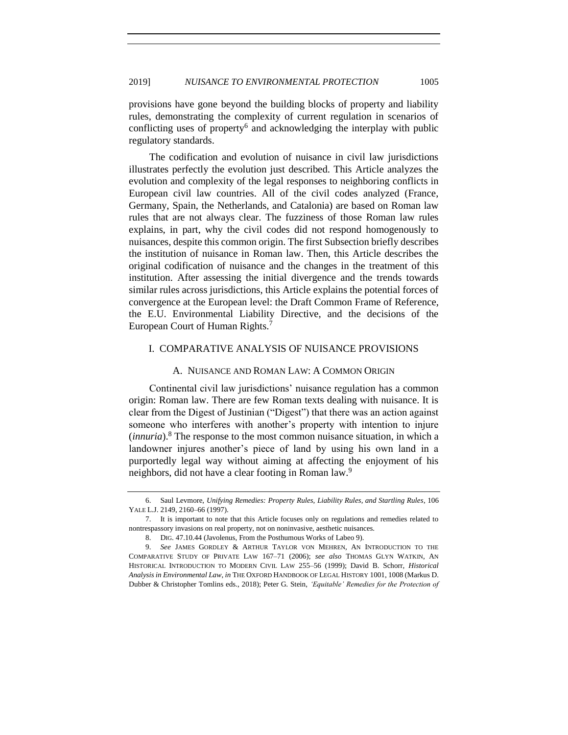provisions have gone beyond the building blocks of property and liability rules, demonstrating the complexity of current regulation in scenarios of conflicting uses of property[6] and acknowledging the interplay with public regulatory standards.

The codification and evolution of nuisance in civil law jurisdictions illustrates perfectly the evolution just described. This Article analyzes the evolution and complexity of the legal responses to neighboring conflicts in European civil law countries. All of the civil codes analyzed (France, Germany, Spain, the Netherlands, and Catalonia) are based on Roman law rules that are not always clear. The fuzziness of those Roman law rules explains, in part, why the civil codes did not respond homogenously to nuisances, despite this common origin. The first Subsection briefly describes the institution of nuisance in Roman law. Then, this Article describes the original codification of nuisance and the changes in the treatment of this institution. After assessing the initial divergence and the trends towards similar rules across jurisdictions, this Article explains the potential forces of convergence at the European level: the Draft Common Frame of Reference, the E.U. Environmental Liability Directive, and the decisions of the European Court of Human Rights.[7]

## I. COMPARATIVE ANALYSIS OF NUISANCE PROVISIONS

### A. NUISANCE AND ROMAN LAW: A COMMON ORIGIN

Continental civil law jurisdictions' nuisance regulation has a common origin: Roman law. There are few Roman texts dealing with nuisance. It is clear from the Digest of Justinian ("Digest") that there was an action against someone who interferes with another's property with intention to injure (*innuria*).[8] The response to the most common nuisance situation, in which a landowner injures another's piece of land by using his own land in a purportedly legal way without aiming at affecting the enjoyment of his neighbors, did not have a clear footing in Roman law.[9]

---

6. Saul Levmore, *Unifying Remedies: Property Rules, Liability Rules, and Startling Rules*, 106 YALE L.J. 2149, 2160–66 (1997).

7. It is important to note that this Article focuses only on regulations and remedies related to nontrespassory invasions on real property, not on noninvasive, aesthetic nuisances.

8. DIG. 47.10.44 (Javolenus, From the Posthumous Works of Labeo 9).

9. *See* JAMES GORDLEY & ARTHUR TAYLOR VON MEHREN, AN INTRODUCTION TO THE COMPARATIVE STUDY OF PRIVATE LAW 167–71 (2006); *see also* THOMAS GLYN WATKIN, AN HISTORICAL INTRODUCTION TO MODERN CIVIL LAW 255–56 (1999); David B. Schorr, *Historical Analysis in Environmental Law*, *in* THE OXFORD HANDBOOK OF LEGAL HISTORY 1001, 1008 (Markus D. Dubber & Christopher Tomlins eds., 2018); Peter G. Stein, *'Equitable' Remedies for the Protection of*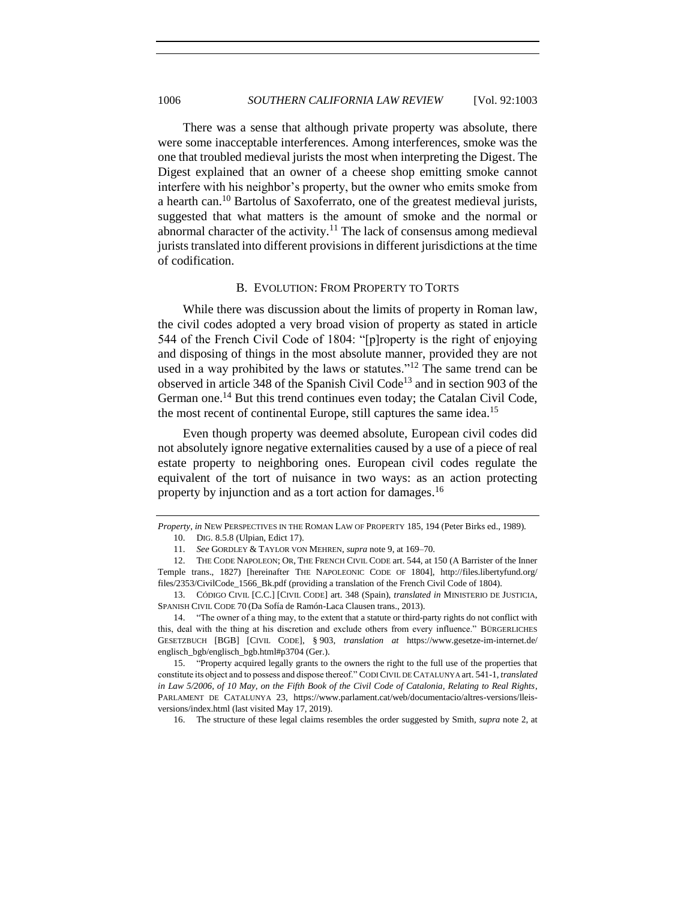There was a sense that although private property was absolute, there were some inacceptable interferences. Among interferences, smoke was the one that troubled medieval jurists the most when interpreting the Digest. The Digest explained that an owner of a cheese shop emitting smoke cannot interfere with his neighbor's property, but the owner who emits smoke from a hearth can.[10] Bartolus of Saxoferrato, one of the greatest medieval jurists, suggested that what matters is the amount of smoke and the normal or abnormal character of the activity.[11] The lack of consensus among medieval jurists translated into different provisions in different jurisdictions at the time of codification.

### B. EVOLUTION: FROM PROPERTY TO TORTS

While there was discussion about the limits of property in Roman law, the civil codes adopted a very broad vision of property as stated in article 544 of the French Civil Code of 1804: "[p]roperty is the right of enjoying and disposing of things in the most absolute manner, provided they are not used in a way prohibited by the laws or statutes."[12] The same trend can be observed in article 348 of the Spanish Civil Code[13] and in section 903 of the German one.[14] But this trend continues even today; the Catalan Civil Code, the most recent of continental Europe, still captures the same idea.[15]

Even though property was deemed absolute, European civil codes did not absolutely ignore negative externalities caused by a use of a piece of real estate property to neighboring ones. European civil codes regulate the equivalent of the tort of nuisance in two ways: as an action protecting property by injunction and as a tort action for damages.[16]

---

*Property*, *in* NEW PERSPECTIVES IN THE ROMAN LAW OF PROPERTY 185, 194 (Peter Birks ed., 1989).

10. DIG. 8.5.8 (Ulpian, Edict 17).

11. *See* GORDLEY & TAYLOR VON MEHREN, *supra* note 9, at 169–70.

12. THE CODE NAPOLEON; OR, THE FRENCH CIVIL CODE art. 544, at 150 (A Barrister of the Inner Temple trans., 1827) [hereinafter THE NAPOLEONIC CODE OF 1804], http://files.libertyfund.org/files/2353/CivilCode_1566_Bk.pdf (providing a translation of the French Civil Code of 1804).

13. CÓDIGO CIVIL [C.C.] [CIVIL CODE] art. 348 (Spain), *translated in* MINISTERIO DE JUSTICIA, SPANISH CIVIL CODE 70 (Da Sofía de Ramón-Laca Clausen trans., 2013).

14. "The owner of a thing may, to the extent that a statute or third-party rights do not conflict with this, deal with the thing at his discretion and exclude others from every influence." BÜRGERLICHES GESETZBUCH [BGB] [CIVIL CODE], § 903, *translation at* https://www.gesetze-im-internet.de/englisch_bgb/englisch_bgb.html#p3704 (Ger.).

15. "Property acquired legally grants to the owners the right to the full use of the properties that constitute its object and to possess and dispose thereof." CODI CIVIL DE CATALUNYA art. 541-1, *translated in Law 5/2006, of 10 May, on the Fifth Book of the Civil Code of Catalonia, Relating to Real Rights*, PARLAMENT DE CATALUNYA 23, https://www.parlament.cat/web/documentacio/altres-versions/lleis-versions/index.html (last visited May 17, 2019).

16. The structure of these legal claims resembles the order suggested by Smith, *supra* note 2, at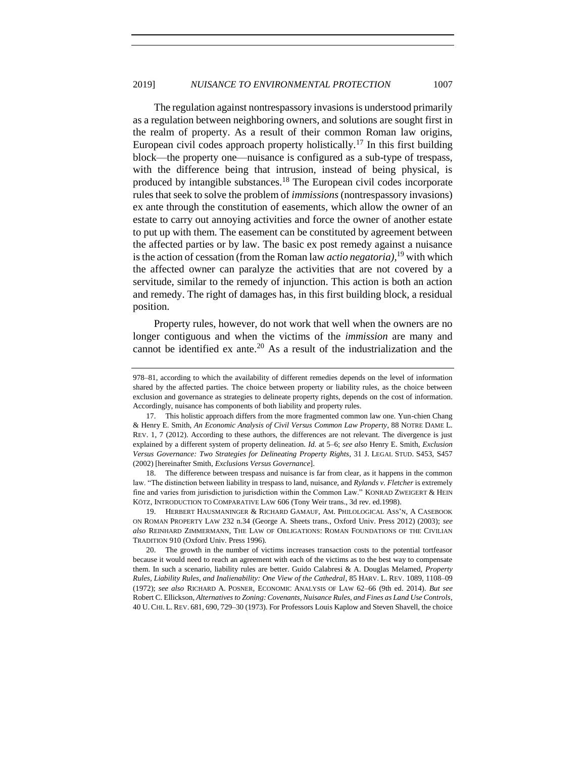The regulation against nontrespassory invasions is understood primarily as a regulation between neighboring owners, and solutions are sought first in the realm of property. As a result of their common Roman law origins, European civil codes approach property holistically.[17] In this first building block—the property one—nuisance is configured as a sub-type of trespass, with the difference being that intrusion, instead of being physical, is produced by intangible substances.[18] The European civil codes incorporate rules that seek to solve the problem of *immissions* (nontrespassory invasions) ex ante through the constitution of easements, which allow the owner of an estate to carry out annoying activities and force the owner of another estate to put up with them. The easement can be constituted by agreement between the affected parties or by law. The basic ex post remedy against a nuisance is the action of cessation (from the Roman law *actio negatoria)*,[19] with which the affected owner can paralyze the activities that are not covered by a servitude, similar to the remedy of injunction. This action is both an action and remedy. The right of damages has, in this first building block, a residual position.

Property rules, however, do not work that well when the owners are no longer contiguous and when the victims of the *immission* are many and cannot be identified ex ante.[20] As a result of the industrialization and the

---

978–81, according to which the availability of different remedies depends on the level of information shared by the affected parties. The choice between property or liability rules, as the choice between exclusion and governance as strategies to delineate property rights, depends on the cost of information. Accordingly, nuisance has components of both liability and property rules.

17. This holistic approach differs from the more fragmented common law one. Yun-chien Chang & Henry E. Smith, *An Economic Analysis of Civil Versus Common Law Property*, 88 NOTRE DAME L. REV. 1, 7 (2012). According to these authors, the differences are not relevant. The divergence is just explained by a different system of property delineation. *Id.* at 5–6; *see also* Henry E. Smith, *Exclusion Versus Governance: Two Strategies for Delineating Property Rights*, 31 J. LEGAL STUD. S453, S457 (2002) [hereinafter Smith, *Exclusions Versus Governance*].

18. The difference between trespass and nuisance is far from clear, as it happens in the common law. "The distinction between liability in trespass to land, nuisance, and *Rylands v. Fletcher* is extremely fine and varies from jurisdiction to jurisdiction within the Common Law." KONRAD ZWEIGERT & HEIN KÖTZ, INTRODUCTION TO COMPARATIVE LAW 606 (Tony Weir trans., 3d rev. ed.1998).

19. HERBERT HAUSMANINGER & RICHARD GAMAUF, AM. PHILOLOGICAL ASS'N, A CASEBOOK ON ROMAN PROPERTY LAW 232 n.34 (George A. Sheets trans., Oxford Univ. Press 2012) (2003); *see also* REINHARD ZIMMERMANN, THE LAW OF OBLIGATIONS: ROMAN FOUNDATIONS OF THE CIVILIAN TRADITION 910 (Oxford Univ. Press 1996).

20. The growth in the number of victims increases transaction costs to the potential tortfeasor because it would need to reach an agreement with each of the victims as to the best way to compensate them. In such a scenario, liability rules are better. Guido Calabresi & A. Douglas Melamed, *Property Rules, Liability Rules, and Inalienability: One View of the Cathedral*, 85 HARV. L. REV. 1089, 1108–09 (1972); *see also* RICHARD A. POSNER, ECONOMIC ANALYSIS OF LAW 62–66 (9th ed. 2014). *But see* Robert C. Ellickson, *Alternatives to Zoning: Covenants, Nuisance Rules, and Fines as Land Use Controls*, 40 U. CHI. L. REV. 681, 690, 729–30 (1973). For Professors Louis Kaplow and Steven Shavell, the choice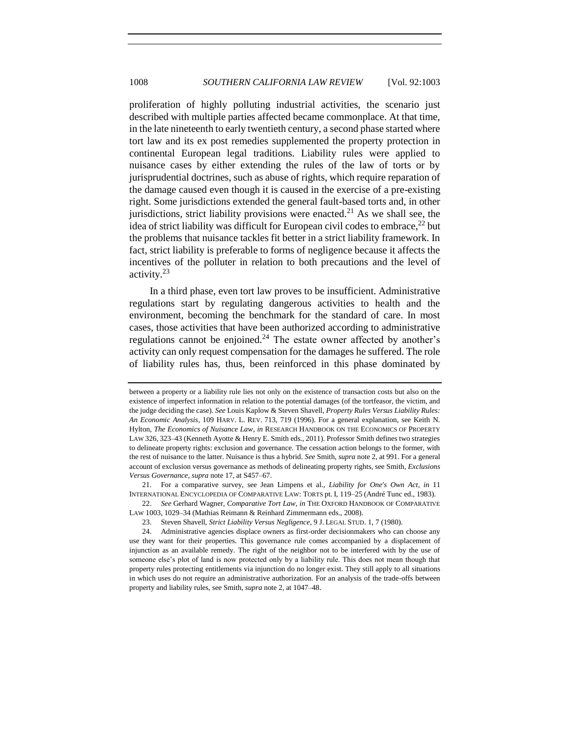proliferation of highly polluting industrial activities, the scenario just described with multiple parties affected became commonplace. At that time, in the late nineteenth to early twentieth century, a second phase started where tort law and its ex post remedies supplemented the property protection in continental European legal traditions. Liability rules were applied to nuisance cases by either extending the rules of the law of torts or by jurisprudential doctrines, such as abuse of rights, which require reparation of the damage caused even though it is caused in the exercise of a pre-existing right. Some jurisdictions extended the general fault-based torts and, in other jurisdictions, strict liability provisions were enacted.[21] As we shall see, the idea of strict liability was difficult for European civil codes to embrace,[22] but the problems that nuisance tackles fit better in a strict liability framework. In fact, strict liability is preferable to forms of negligence because it affects the incentives of the polluter in relation to both precautions and the level of activity.[23]

In a third phase, even tort law proves to be insufficient. Administrative regulations start by regulating dangerous activities to health and the environment, becoming the benchmark for the standard of care. In most cases, those activities that have been authorized according to administrative regulations cannot be enjoined.[24] The estate owner affected by another's activity can only request compensation for the damages he suffered. The role of liability rules has, thus, been reinforced in this phase dominated by

---

between a property or a liability rule lies not only on the existence of transaction costs but also on the existence of imperfect information in relation to the potential damages (of the tortfeasor, the victim, and the judge deciding the case). *See* Louis Kaplow & Steven Shavell, *Property Rules Versus Liability Rules: An Economic Analysis*, 109 HARV. L. REV. 713, 719 (1996). For a general explanation, see Keith N. Hylton, *The Economics of Nuisance Law*, *in* RESEARCH HANDBOOK ON THE ECONOMICS OF PROPERTY LAW 326, 323–43 (Kenneth Ayotte & Henry E. Smith eds., 2011). Professor Smith defines two strategies to delineate property rights: exclusion and governance. The cessation action belongs to the former, with the rest of nuisance to the latter. Nuisance is thus a hybrid. *See* Smith, *supra* note 2, at 991. For a general account of exclusion versus governance as methods of delineating property rights, see Smith, *Exclusions Versus Governance*, *supra* note 17, at S457–67.

21. For a comparative survey, see Jean Limpens et al., *Liability for One's Own Act*, *in* 11 INTERNATIONAL ENCYCLOPEDIA OF COMPARATIVE LAW: TORTS pt. I, 119–25 (André Tunc ed., 1983).

22. *See* Gerhard Wagner, *Comparative Tort Law*, *in* THE OXFORD HANDBOOK OF COMPARATIVE LAW 1003, 1029–34 (Mathias Reimann & Reinhard Zimmermann eds., 2008).

23. Steven Shavell, *Strict Liability Versus Negligence*, 9 J. LEGAL STUD. 1, 7 (1980).

24. Administrative agencies displace owners as first-order decisionmakers who can choose any use they want for their properties. This governance rule comes accompanied by a displacement of injunction as an available remedy. The right of the neighbor not to be interfered with by the use of someone else's plot of land is now protected only by a liability rule. This does not mean though that property rules protecting entitlements via injunction do no longer exist. They still apply to all situations in which uses do not require an administrative authorization. For an analysis of the trade-offs between property and liability rules, see Smith, *supra* note 2, at 1047–48.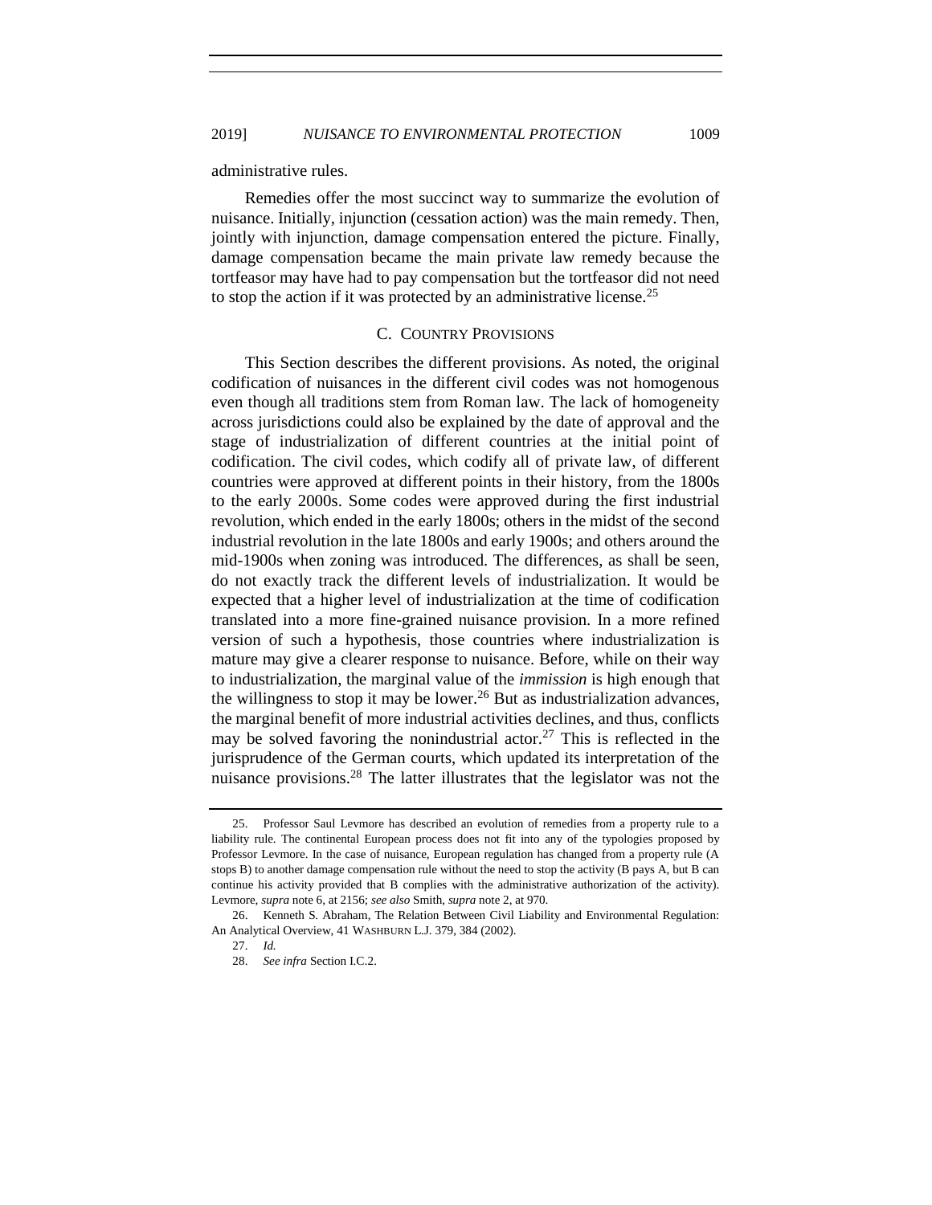administrative rules.

Remedies offer the most succinct way to summarize the evolution of nuisance. Initially, injunction (cessation action) was the main remedy. Then, jointly with injunction, damage compensation entered the picture. Finally, damage compensation became the main private law remedy because the tortfeasor may have had to pay compensation but the tortfeasor did not need to stop the action if it was protected by an administrative license.[25]

### C. Country Provisions

This Section describes the different provisions. As noted, the original codification of nuisances in the different civil codes was not homogenous even though all traditions stem from Roman law. The lack of homogeneity across jurisdictions could also be explained by the date of approval and the stage of industrialization of different countries at the initial point of codification. The civil codes, which codify all of private law, of different countries were approved at different points in their history, from the 1800s to the early 2000s. Some codes were approved during the first industrial revolution, which ended in the early 1800s; others in the midst of the second industrial revolution in the late 1800s and early 1900s; and others around the mid-1900s when zoning was introduced. The differences, as shall be seen, do not exactly track the different levels of industrialization. It would be expected that a higher level of industrialization at the time of codification translated into a more fine-grained nuisance provision. In a more refined version of such a hypothesis, those countries where industrialization is mature may give a clearer response to nuisance. Before, while on their way to industrialization, the marginal value of the *immission* is high enough that the willingness to stop it may be lower.[26] But as industrialization advances, the marginal benefit of more industrial activities declines, and thus, conflicts may be solved favoring the nonindustrial actor.[27] This is reflected in the jurisprudence of the German courts, which updated its interpretation of the nuisance provisions.[28] The latter illustrates that the legislator was not the

---

25. Professor Saul Levmore has described an evolution of remedies from a property rule to a liability rule. The continental European process does not fit into any of the typologies proposed by Professor Levmore. In the case of nuisance, European regulation has changed from a property rule (A stops B) to another damage compensation rule without the need to stop the activity (B pays A, but B can continue his activity provided that B complies with the administrative authorization of the activity). Levmore, *supra* note 6, at 2156; *see also* Smith, *supra* note 2, at 970.

26. Kenneth S. Abraham, The Relation Between Civil Liability and Environmental Regulation: An Analytical Overview, 41 WASHBURN L.J. 379, 384 (2002).

27. *Id.*

28. *See infra* Section I.C.2.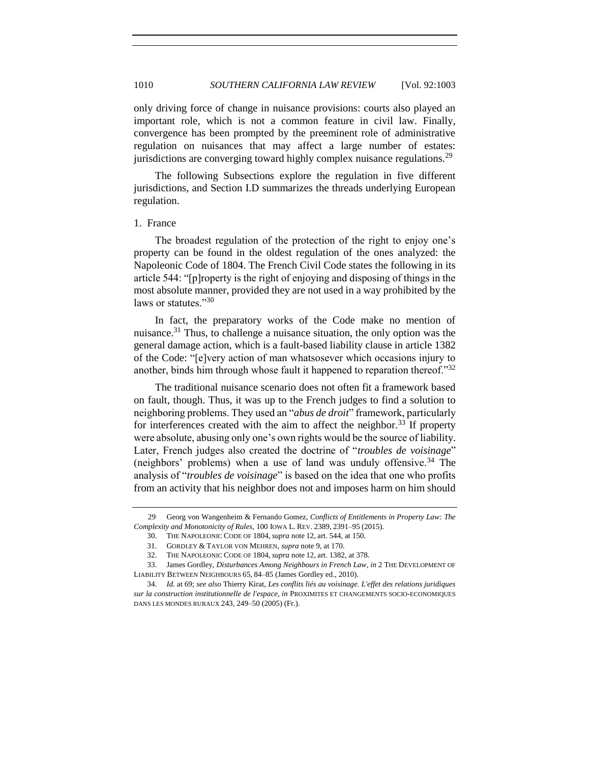only driving force of change in nuisance provisions: courts also played an important role, which is not a common feature in civil law. Finally, convergence has been prompted by the preeminent role of administrative regulation on nuisances that may affect a large number of estates: jurisdictions are converging toward highly complex nuisance regulations.[29]

The following Subsections explore the regulation in five different jurisdictions, and Section I.D summarizes the threads underlying European regulation.

### 1. France

The broadest regulation of the protection of the right to enjoy one's property can be found in the oldest regulation of the ones analyzed: the Napoleonic Code of 1804. The French Civil Code states the following in its article 544: "[p]roperty is the right of enjoying and disposing of things in the most absolute manner, provided they are not used in a way prohibited by the laws or statutes."[30]

In fact, the preparatory works of the Code make no mention of nuisance.[31] Thus, to challenge a nuisance situation, the only option was the general damage action, which is a fault-based liability clause in article 1382 of the Code: "[e]very action of man whatsoever which occasions injury to another, binds him through whose fault it happened to reparation thereof."[32]

The traditional nuisance scenario does not often fit a framework based on fault, though. Thus, it was up to the French judges to find a solution to neighboring problems. They used an "*abus de droit*" framework, particularly for interferences created with the aim to affect the neighbor.[33] If property were absolute, abusing only one's own rights would be the source of liability. Later, French judges also created the doctrine of "*troubles de voisinage*" (neighbors' problems) when a use of land was unduly offensive.[34] The analysis of "*troubles de voisinage*" is based on the idea that one who profits from an activity that his neighbor does not and imposes harm on him should

---

29. Georg von Wangenheim & Fernando Gomez, *Conflicts of Entitlements in Property Law: The Complexity and Monotonicity of Rules*, 100 IOWA L. REV. 2389, 2391–95 (2015).

30. THE NAPOLEONIC CODE OF 1804, *supra* note 12, art. 544, at 150.

31. GORDLEY & TAYLOR VON MEHREN, *supra* note 9, at 170.

32. THE NAPOLEONIC CODE OF 1804, *supra* note 12, art. 1382, at 378.

33. James Gordley, *Disturbances Among Neighbours in French Law*, *in* 2 THE DEVELOPMENT OF LIABILITY BETWEEN NEIGHBOURS 65, 84–85 (James Gordley ed., 2010).

34. *Id.* at 69; *see also* Thierry Kirat, *Les conflits liés au voisinage. L'effet des relations juridiques sur la construction institutionnelle de l'espace*, *in* PROXIMITES ET CHANGEMENTS SOCIO-ECONOMIQUES DANS LES MONDES RURAUX 243, 249–50 (2005) (Fr.).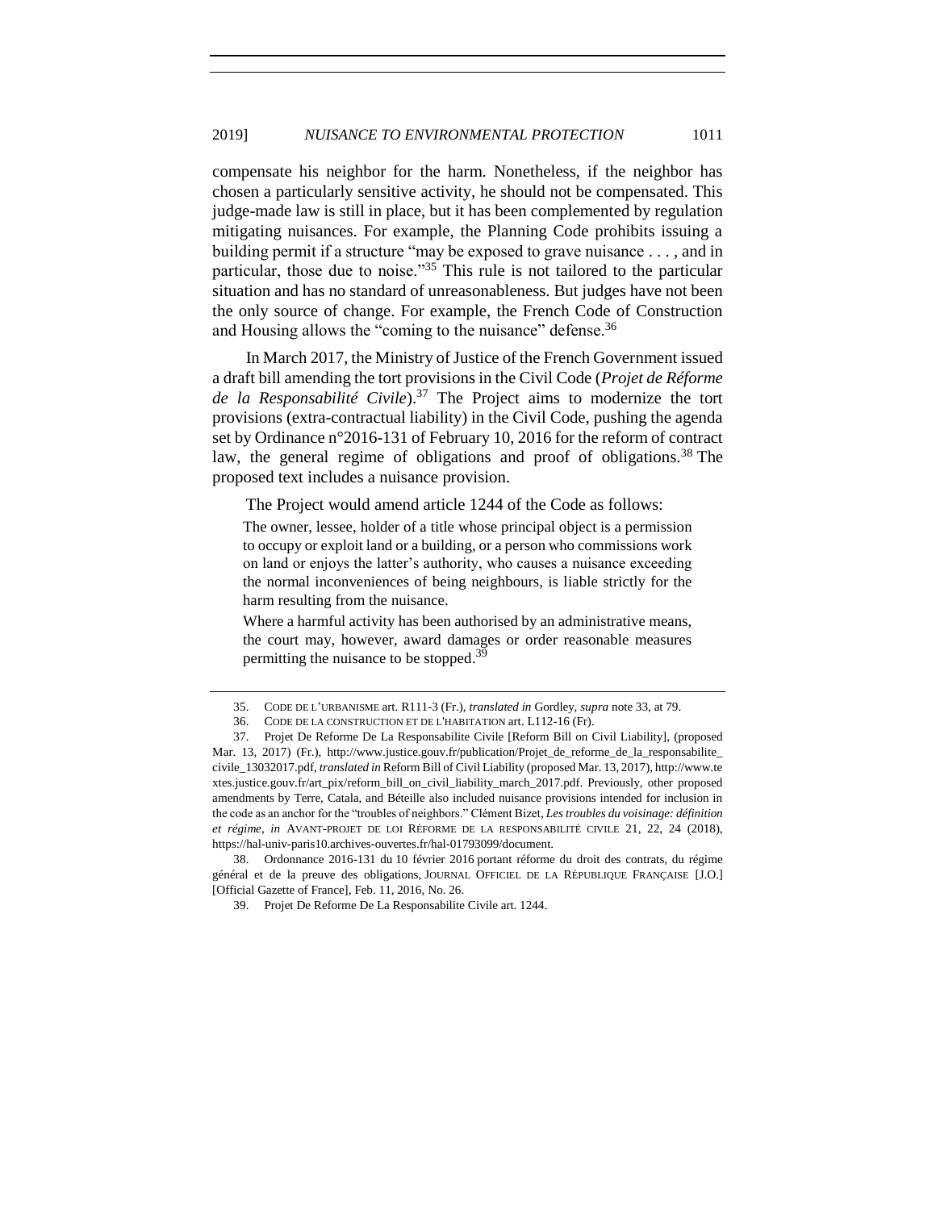compensate his neighbor for the harm. Nonetheless, if the neighbor has chosen a particularly sensitive activity, he should not be compensated. This judge-made law is still in place, but it has been complemented by regulation mitigating nuisances. For example, the Planning Code prohibits issuing a building permit if a structure "may be exposed to grave nuisance . . . , and in particular, those due to noise."[35] This rule is not tailored to the particular situation and has no standard of unreasonableness. But judges have not been the only source of change. For example, the French Code of Construction and Housing allows the "coming to the nuisance" defense.[36]

In March 2017, the Ministry of Justice of the French Government issued a draft bill amending the tort provisions in the Civil Code (*Projet de Réforme de la Responsabilité Civile*).[37] The Project aims to modernize the tort provisions (extra-contractual liability) in the Civil Code, pushing the agenda set by Ordinance n°2016-131 of February 10, 2016 for the reform of contract law, the general regime of obligations and proof of obligations.[38] The proposed text includes a nuisance provision.

The Project would amend article 1244 of the Code as follows:

> The owner, lessee, holder of a title whose principal object is a permission to occupy or exploit land or a building, or a person who commissions work on land or enjoys the latter's authority, who causes a nuisance exceeding the normal inconveniences of being neighbours, is liable strictly for the harm resulting from the nuisance.
>
> Where a harmful activity has been authorised by an administrative means, the court may, however, award damages or order reasonable measures permitting the nuisance to be stopped.[39]

---

35. CODE DE L'URBANISME art. R111-3 (Fr.), *translated in* Gordley, *supra* note 33, at 79.

36. CODE DE LA CONSTRUCTION ET DE L'HABITATION art. L112-16 (Fr).

37. Projet De Reforme De La Responsabilite Civile [Reform Bill on Civil Liability], (proposed Mar. 13, 2017) (Fr.), http://www.justice.gouv.fr/publication/Projet_de_reforme_de_la_responsabilite_civile_13032017.pdf, *translated in* Reform Bill of Civil Liability (proposed Mar. 13, 2017), http://www.textes.justice.gouv.fr/art_pix/reform_bill_on_civil_liability_march_2017.pdf. Previously, other proposed amendments by Terre, Catala, and Béteille also included nuisance provisions intended for inclusion in the code as an anchor for the "troubles of neighbors." Clément Bizet, *Les troubles du voisinage: définition et régime*, *in* AVANT-PROJET DE LOI RÉFORME DE LA RESPONSABILITÉ CIVILE 21, 22, 24 (2018), https://hal-univ-paris10.archives-ouvertes.fr/hal-01793099/document.

38. Ordonnance 2016-131 du 10 février 2016 portant réforme du droit des contrats, du régime général et de la preuve des obligations, JOURNAL OFFICIEL DE LA RÉPUBLIQUE FRANÇAISE [J.O.] [Official Gazette of France], Feb. 11, 2016, No. 26.

39. Projet De Reforme De La Responsabilite Civile art. 1244.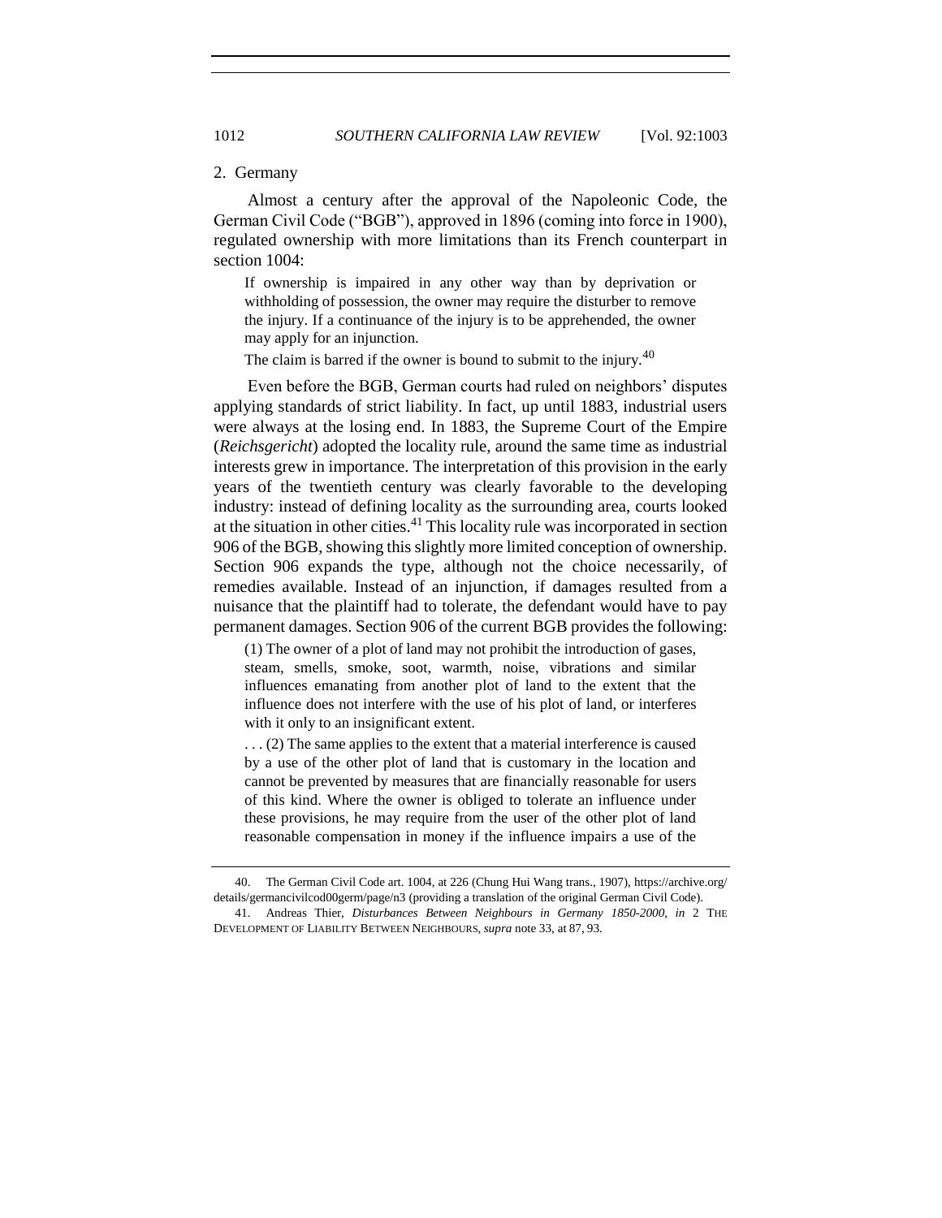### 2. Germany

Almost a century after the approval of the Napoleonic Code, the German Civil Code ("BGB"), approved in 1896 (coming into force in 1900), regulated ownership with more limitations than its French counterpart in section 1004:

> If ownership is impaired in any other way than by deprivation or withholding of possession, the owner may require the disturber to remove the injury. If a continuance of the injury is to be apprehended, the owner may apply for an injunction.
>
> The claim is barred if the owner is bound to submit to the injury.[40]

Even before the BGB, German courts had ruled on neighbors' disputes applying standards of strict liability. In fact, up until 1883, industrial users were always at the losing end. In 1883, the Supreme Court of the Empire (*Reichsgericht*) adopted the locality rule, around the same time as industrial interests grew in importance. The interpretation of this provision in the early years of the twentieth century was clearly favorable to the developing industry: instead of defining locality as the surrounding area, courts looked at the situation in other cities.[41] This locality rule was incorporated in section 906 of the BGB, showing this slightly more limited conception of ownership. Section 906 expands the type, although not the choice necessarily, of remedies available. Instead of an injunction, if damages resulted from a nuisance that the plaintiff had to tolerate, the defendant would have to pay permanent damages. Section 906 of the current BGB provides the following:

> (1) The owner of a plot of land may not prohibit the introduction of gases, steam, smells, smoke, soot, warmth, noise, vibrations and similar influences emanating from another plot of land to the extent that the influence does not interfere with the use of his plot of land, or interferes with it only to an insignificant extent.
>
> . . . (2) The same applies to the extent that a material interference is caused by a use of the other plot of land that is customary in the location and cannot be prevented by measures that are financially reasonable for users of this kind. Where the owner is obliged to tolerate an influence under these provisions, he may require from the user of the other plot of land reasonable compensation in money if the influence impairs a use of the

---

40. The German Civil Code art. 1004, at 226 (Chung Hui Wang trans., 1907), https://archive.org/details/germancivilcod00germ/page/n3 (providing a translation of the original German Civil Code).

41. Andreas Thier, *Disturbances Between Neighbours in Germany 1850-2000*, *in* 2 THE DEVELOPMENT OF LIABILITY BETWEEN NEIGHBOURS, *supra* note 33, at 87, 93.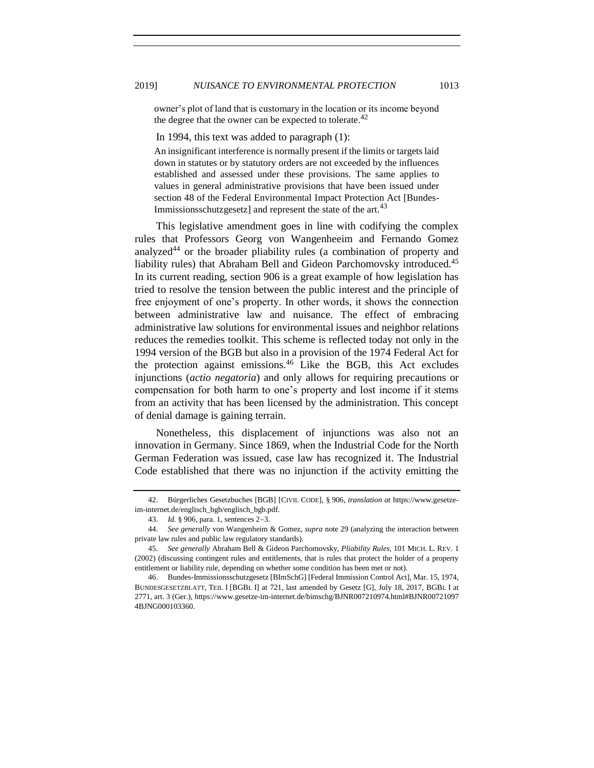> owner's plot of land that is customary in the location or its income beyond the degree that the owner can be expected to tolerate.[42]

In 1994, this text was added to paragraph (1):

> An insignificant interference is normally present if the limits or targets laid down in statutes or by statutory orders are not exceeded by the influences established and assessed under these provisions. The same applies to values in general administrative provisions that have been issued under section 48 of the Federal Environmental Impact Protection Act [Bundes-Immissionsschutzgesetz] and represent the state of the art.[43]

This legislative amendment goes in line with codifying the complex rules that Professors Georg von Wangenheeim and Fernando Gomez analyzed[44] or the broader pliability rules (a combination of property and liability rules) that Abraham Bell and Gideon Parchomovsky introduced.[45] In its current reading, section 906 is a great example of how legislation has tried to resolve the tension between the public interest and the principle of free enjoyment of one's property. In other words, it shows the connection between administrative law and nuisance. The effect of embracing administrative law solutions for environmental issues and neighbor relations reduces the remedies toolkit. This scheme is reflected today not only in the 1994 version of the BGB but also in a provision of the 1974 Federal Act for the protection against emissions.[46] Like the BGB, this Act excludes injunctions (*actio negatoria*) and only allows for requiring precautions or compensation for both harm to one's property and lost income if it stems from an activity that has been licensed by the administration. This concept of denial damage is gaining terrain.

Nonetheless, this displacement of injunctions was also not an innovation in Germany. Since 1869, when the Industrial Code for the North German Federation was issued, case law has recognized it. The Industrial Code established that there was no injunction if the activity emitting the

---

42. Bürgerliches Gesetzbuches [BGB] [CIVIL CODE], § 906, *translation at* https://www.gesetze-im-internet.de/englisch_bgb/englisch_bgb.pdf.

43. *Id.* § 906, para. 1, sentences 2–3.

44. *See generally* von Wangenheim & Gomez, *supra* note 29 (analyzing the interaction between private law rules and public law regulatory standards).

45. *See generally* Abraham Bell & Gideon Parchomovsky, *Pliability Rules*, 101 MICH. L. REV. 1 (2002) (discussing contingent rules and entitlements, that is rules that protect the holder of a property entitlement or liability rule, depending on whether some condition has been met or not).

46. Bundes-Immissionsschutzgesetz [BImSchG] [Federal Immission Control Act], Mar. 15, 1974, BUNDESGESETZBLATT, TEIL I [BGBL I] at 721, last amended by Gesetz [G], July 18, 2017, BGBL I at 2771, art. 3 (Ger.), https://www.gesetze-im-internet.de/bimschg/BJNR007210974.html#BJNR007210974BJNG000103360.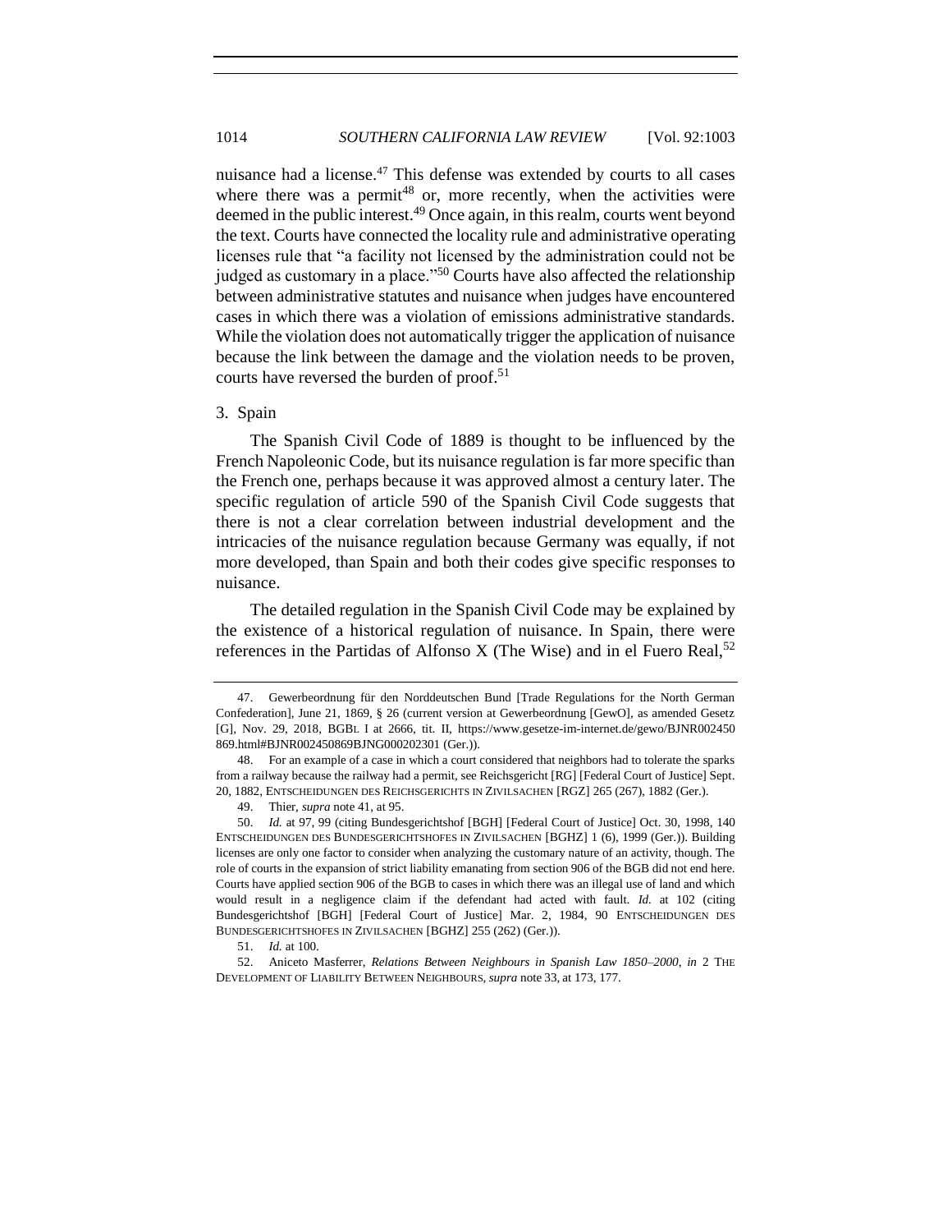nuisance had a license.[47] This defense was extended by courts to all cases where there was a permit[48] or, more recently, when the activities were deemed in the public interest.[49] Once again, in this realm, courts went beyond the text. Courts have connected the locality rule and administrative operating licenses rule that "a facility not licensed by the administration could not be judged as customary in a place."[50] Courts have also affected the relationship between administrative statutes and nuisance when judges have encountered cases in which there was a violation of emissions administrative standards. While the violation does not automatically trigger the application of nuisance because the link between the damage and the violation needs to be proven, courts have reversed the burden of proof.[51]

3. Spain

The Spanish Civil Code of 1889 is thought to be influenced by the French Napoleonic Code, but its nuisance regulation is far more specific than the French one, perhaps because it was approved almost a century later. The specific regulation of article 590 of the Spanish Civil Code suggests that there is not a clear correlation between industrial development and the intricacies of the nuisance regulation because Germany was equally, if not more developed, than Spain and both their codes give specific responses to nuisance.

The detailed regulation in the Spanish Civil Code may be explained by the existence of a historical regulation of nuisance. In Spain, there were references in the Partidas of Alfonso X (The Wise) and in el Fuero Real,[52]

---

47. Gewerbeordnung für den Norddeutschen Bund [Trade Regulations for the North German Confederation], June 21, 1869, § 26 (current version at Gewerbeordnung [GewO], as amended Gesetz [G], Nov. 29, 2018, BGBL I at 2666, tit. II, https://www.gesetze-im-internet.de/gewo/BJNR002450869.html#BJNR002450869BJNG000202301 (Ger.)).

48. For an example of a case in which a court considered that neighbors had to tolerate the sparks from a railway because the railway had a permit, see Reichsgericht [RG] [Federal Court of Justice] Sept. 20, 1882, ENTSCHEIDUNGEN DES REICHSGERICHTS IN ZIVILSACHEN [RGZ] 265 (267), 1882 (Ger.).

49. Thier, *supra* note 41, at 95.

50. *Id.* at 97, 99 (citing Bundesgerichtshof [BGH] [Federal Court of Justice] Oct. 30, 1998, 140 ENTSCHEIDUNGEN DES BUNDESGERICHTSHOFES IN ZIVILSACHEN [BGHZ] 1 (6), 1999 (Ger.)). Building licenses are only one factor to consider when analyzing the customary nature of an activity, though. The role of courts in the expansion of strict liability emanating from section 906 of the BGB did not end here. Courts have applied section 906 of the BGB to cases in which there was an illegal use of land and which would result in a negligence claim if the defendant had acted with fault. *Id.* at 102 (citing Bundesgerichtshof [BGH] [Federal Court of Justice] Mar. 2, 1984, 90 ENTSCHEIDUNGEN DES BUNDESGERICHTSHOFES IN ZIVILSACHEN [BGHZ] 255 (262) (Ger.)).

51. *Id.* at 100.

52. Aniceto Masferrer, *Relations Between Neighbours in Spanish Law 1850–2000*, *in* 2 THE DEVELOPMENT OF LIABILITY BETWEEN NEIGHBOURS, *supra* note 33, at 173, 177.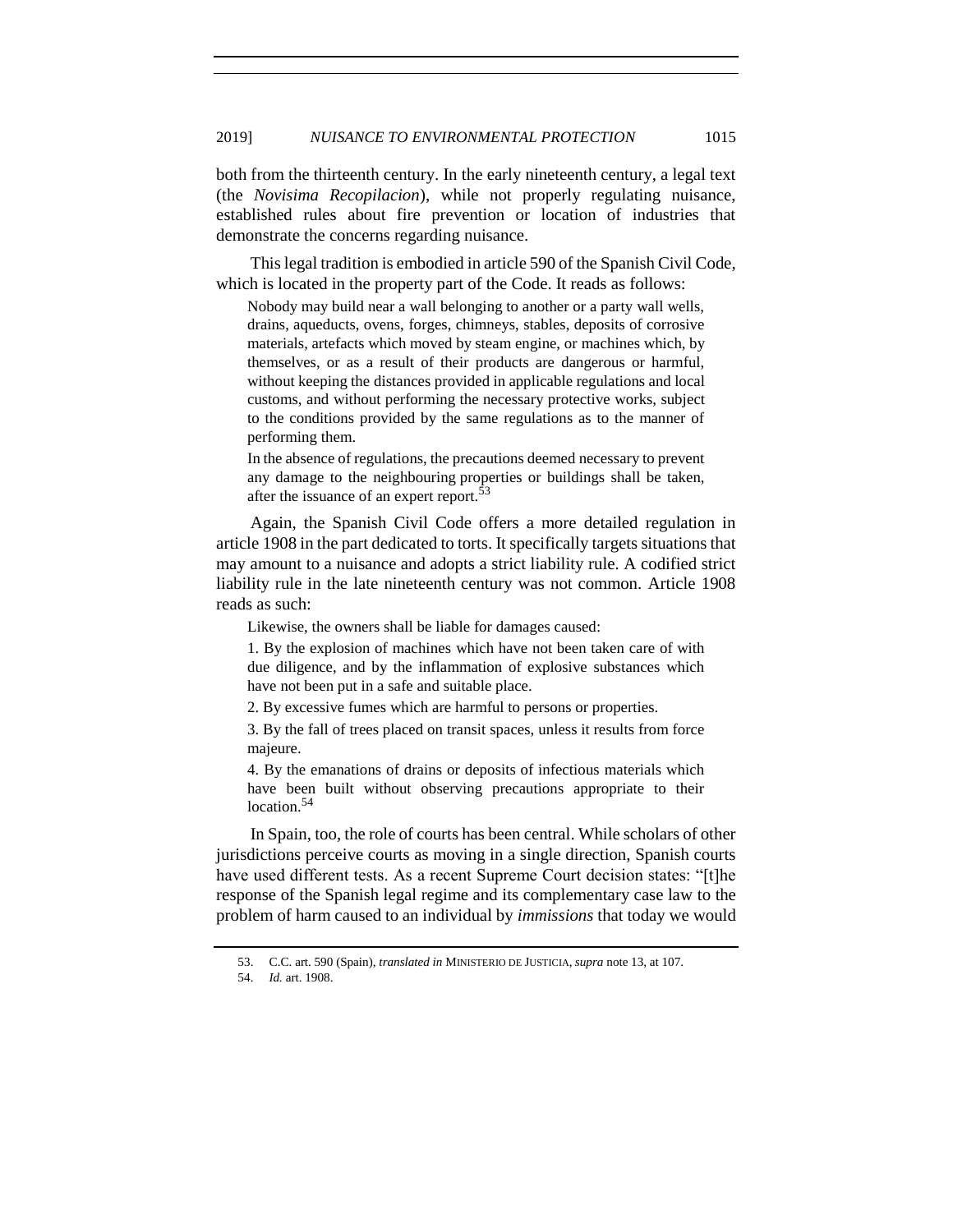both from the thirteenth century. In the early nineteenth century, a legal text (the *Novisima Recopilacion*), while not properly regulating nuisance, established rules about fire prevention or location of industries that demonstrate the concerns regarding nuisance.

This legal tradition is embodied in article 590 of the Spanish Civil Code, which is located in the property part of the Code. It reads as follows:

> Nobody may build near a wall belonging to another or a party wall wells, drains, aqueducts, ovens, forges, chimneys, stables, deposits of corrosive materials, artefacts which moved by steam engine, or machines which, by themselves, or as a result of their products are dangerous or harmful, without keeping the distances provided in applicable regulations and local customs, and without performing the necessary protective works, subject to the conditions provided by the same regulations as to the manner of performing them.
>
> In the absence of regulations, the precautions deemed necessary to prevent any damage to the neighbouring properties or buildings shall be taken, after the issuance of an expert report.[53]

Again, the Spanish Civil Code offers a more detailed regulation in article 1908 in the part dedicated to torts. It specifically targets situations that may amount to a nuisance and adopts a strict liability rule. A codified strict liability rule in the late nineteenth century was not common. Article 1908 reads as such:

> Likewise, the owners shall be liable for damages caused:
>
> 1. By the explosion of machines which have not been taken care of with due diligence, and by the inflammation of explosive substances which have not been put in a safe and suitable place.
>
> 2. By excessive fumes which are harmful to persons or properties.
>
> 3. By the fall of trees placed on transit spaces, unless it results from force majeure.
>
> 4. By the emanations of drains or deposits of infectious materials which have been built without observing precautions appropriate to their location.[54]

In Spain, too, the role of courts has been central. While scholars of other jurisdictions perceive courts as moving in a single direction, Spanish courts have used different tests. As a recent Supreme Court decision states: "[t]he response of the Spanish legal regime and its complementary case law to the problem of harm caused to an individual by *immissions* that today we would

---

53. C.C. art. 590 (Spain), *translated in* MINISTERIO DE JUSTICIA, *supra* note 13, at 107.

54. *Id.* art. 1908.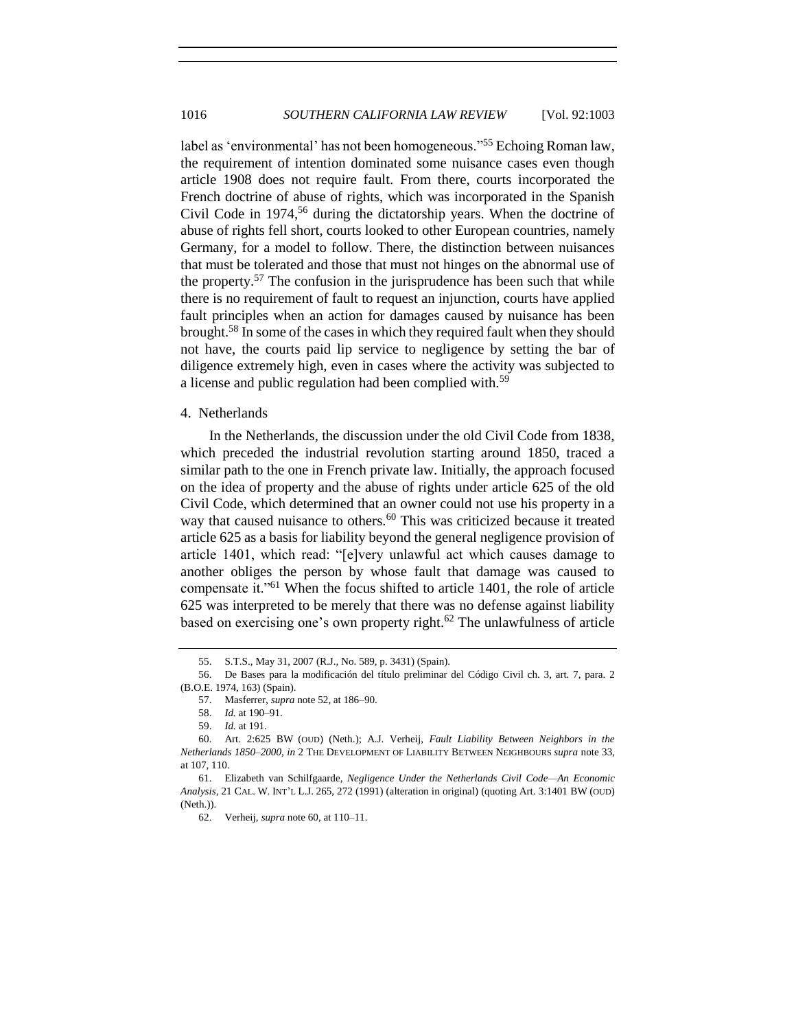label as 'environmental' has not been homogeneous."[55] Echoing Roman law, the requirement of intention dominated some nuisance cases even though article 1908 does not require fault. From there, courts incorporated the French doctrine of abuse of rights, which was incorporated in the Spanish Civil Code in 1974,[56] during the dictatorship years. When the doctrine of abuse of rights fell short, courts looked to other European countries, namely Germany, for a model to follow. There, the distinction between nuisances that must be tolerated and those that must not hinges on the abnormal use of the property.[57] The confusion in the jurisprudence has been such that while there is no requirement of fault to request an injunction, courts have applied fault principles when an action for damages caused by nuisance has been brought.[58] In some of the cases in which they required fault when they should not have, the courts paid lip service to negligence by setting the bar of diligence extremely high, even in cases where the activity was subjected to a license and public regulation had been complied with.[59]

#### 4. Netherlands

In the Netherlands, the discussion under the old Civil Code from 1838, which preceded the industrial revolution starting around 1850, traced a similar path to the one in French private law. Initially, the approach focused on the idea of property and the abuse of rights under article 625 of the old Civil Code, which determined that an owner could not use his property in a way that caused nuisance to others.[60] This was criticized because it treated article 625 as a basis for liability beyond the general negligence provision of article 1401, which read: "[e]very unlawful act which causes damage to another obliges the person by whose fault that damage was caused to compensate it."[61] When the focus shifted to article 1401, the role of article 625 was interpreted to be merely that there was no defense against liability based on exercising one's own property right.[62] The unlawfulness of article

---

55. S.T.S., May 31, 2007 (R.J., No. 589, p. 3431) (Spain).

56. De Bases para la modificación del título preliminar del Código Civil ch. 3, art. 7, para. 2 (B.O.E. 1974, 163) (Spain).

57. Masferrer, *supra* note 52, at 186–90.

58. *Id.* at 190–91.

59. *Id.* at 191.

60. Art. 2:625 BW (OUD) (Neth.); A.J. Verheij, *Fault Liability Between Neighbors in the Netherlands 1850–2000*, *in* 2 THE DEVELOPMENT OF LIABILITY BETWEEN NEIGHBOURS *supra* note 33, at 107, 110.

61. Elizabeth van Schilfgaarde, *Negligence Under the Netherlands Civil Code—An Economic Analysis*, 21 CAL. W. INT'L L.J. 265, 272 (1991) (alteration in original) (quoting Art. 3:1401 BW (OUD) (Neth.)).

62. Verheij, *supra* note 60, at 110–11.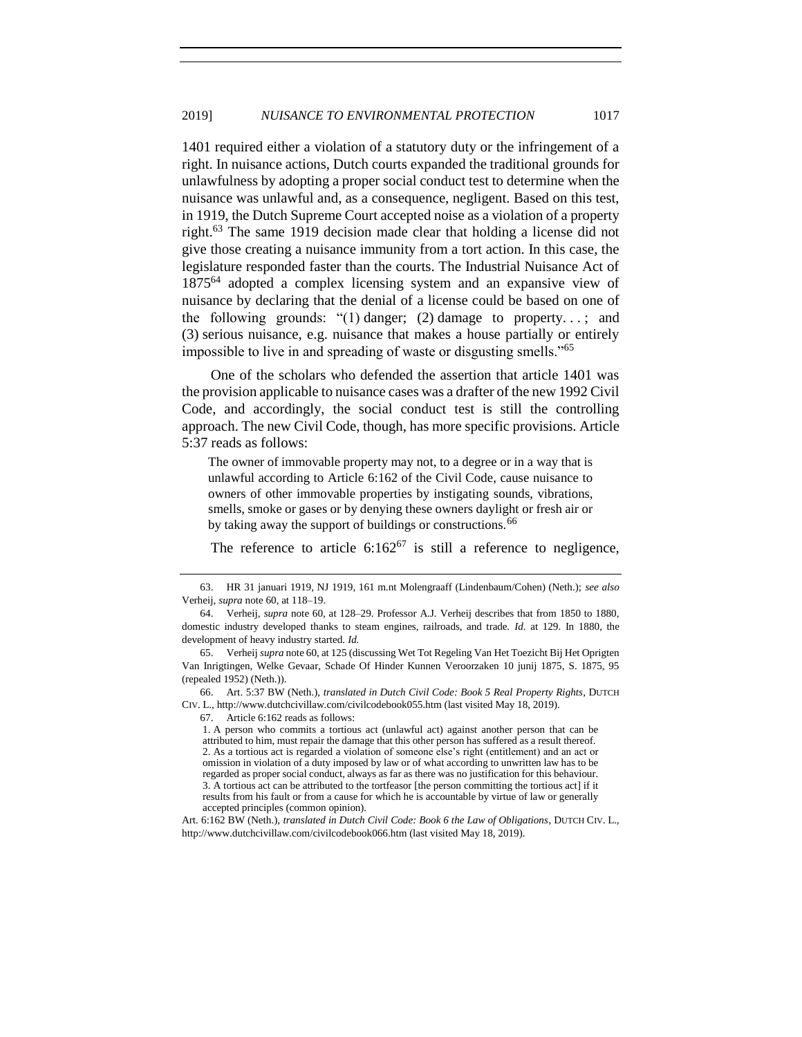1401 required either a violation of a statutory duty or the infringement of a right. In nuisance actions, Dutch courts expanded the traditional grounds for unlawfulness by adopting a proper social conduct test to determine when the nuisance was unlawful and, as a consequence, negligent. Based on this test, in 1919, the Dutch Supreme Court accepted noise as a violation of a property right.[63] The same 1919 decision made clear that holding a license did not give those creating a nuisance immunity from a tort action. In this case, the legislature responded faster than the courts. The Industrial Nuisance Act of 1875[64] adopted a complex licensing system and an expansive view of nuisance by declaring that the denial of a license could be based on one of the following grounds: "(1) danger; (2) damage to property. . . ; and (3) serious nuisance, e.g. nuisance that makes a house partially or entirely impossible to live in and spreading of waste or disgusting smells."[65]

One of the scholars who defended the assertion that article 1401 was the provision applicable to nuisance cases was a drafter of the new 1992 Civil Code, and accordingly, the social conduct test is still the controlling approach. The new Civil Code, though, has more specific provisions. Article 5:37 reads as follows:

> The owner of immovable property may not, to a degree or in a way that is unlawful according to Article 6:162 of the Civil Code, cause nuisance to owners of other immovable properties by instigating sounds, vibrations, smells, smoke or gases or by denying these owners daylight or fresh air or by taking away the support of buildings or constructions.[66]

The reference to article 6:162[67] is still a reference to negligence,

---

63. HR 31 januari 1919, NJ 1919, 161 m.nt Molengraaff (Lindenbaum/Cohen) (Neth.); *see also* Verheij, *supra* note 60, at 118–19.

64. Verheij, *supra* note 60, at 128–29. Professor A.J. Verheij describes that from 1850 to 1880, domestic industry developed thanks to steam engines, railroads, and trade. *Id.* at 129. In 1880, the development of heavy industry started. *Id.*

65. Verheij *supra* note 60, at 125 (discussing Wet Tot Regeling Van Het Toezicht Bij Het Oprigten Van Inrigtingen, Welke Gevaar, Schade Of Hinder Kunnen Veroorzaken 10 junij 1875, S. 1875, 95 (repealed 1952) (Neth.)).

66. Art. 5:37 BW (Neth.), *translated in Dutch Civil Code: Book 5 Real Property Rights*, DUTCH CIV. L., http://www.dutchcivillaw.com/civilcodebook055.htm (last visited May 18, 2019).

67. Article 6:162 reads as follows:

> 1. A person who commits a tortious act (unlawful act) against another person that can be attributed to him, must repair the damage that this other person has suffered as a result thereof.
> 2. As a tortious act is regarded a violation of someone else's right (entitlement) and an act or omission in violation of a duty imposed by law or of what according to unwritten law has to be regarded as proper social conduct, always as far as there was no justification for this behaviour.
> 3. A tortious act can be attributed to the tortfeasor [the person committing the tortious act] if it results from his fault or from a cause for which he is accountable by virtue of law or generally accepted principles (common opinion).

Art. 6:162 BW (Neth.), *translated in Dutch Civil Code: Book 6 the Law of Obligations*, DUTCH CIV. L., http://www.dutchcivillaw.com/civilcodebook066.htm (last visited May 18, 2019).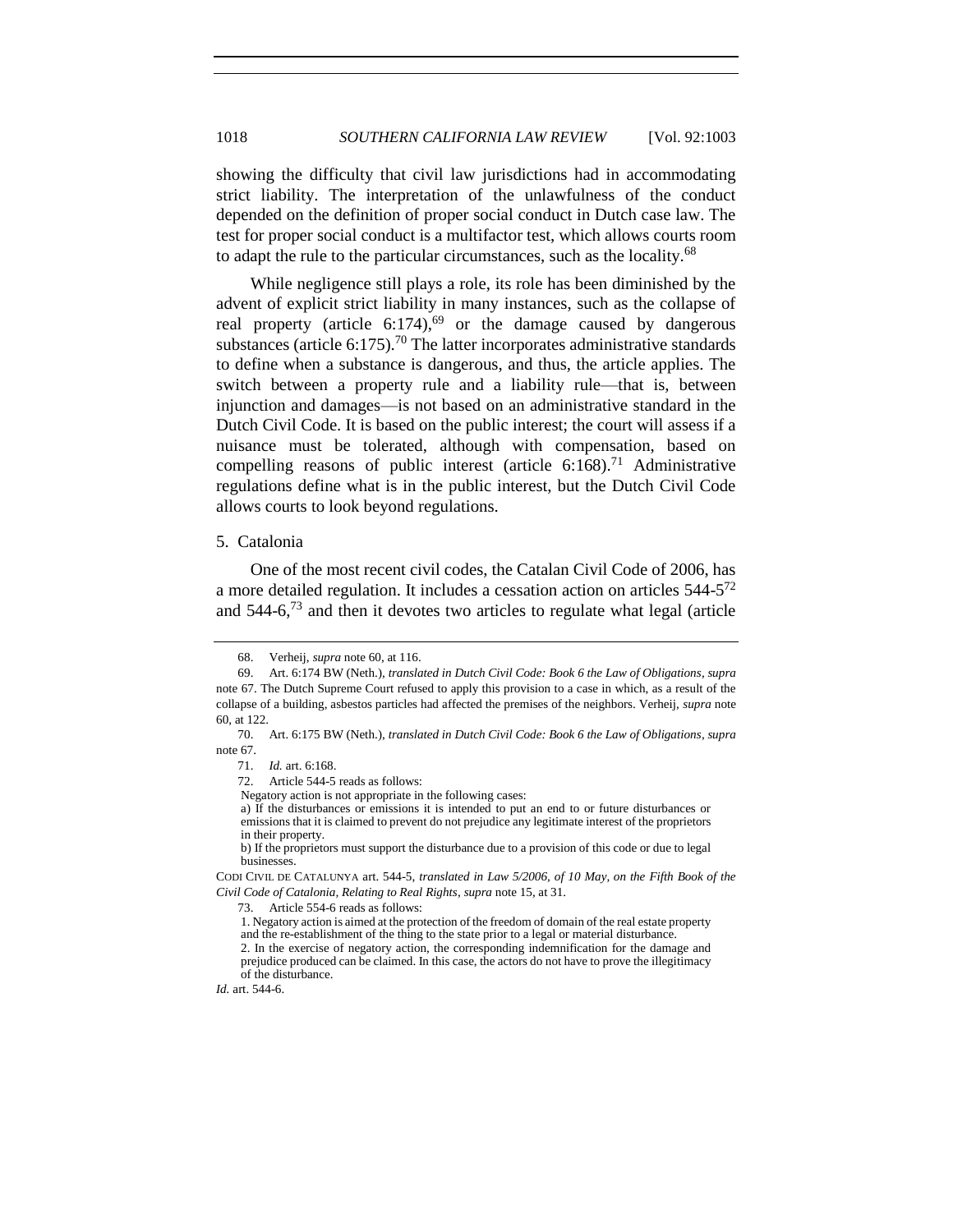showing the difficulty that civil law jurisdictions had in accommodating strict liability. The interpretation of the unlawfulness of the conduct depended on the definition of proper social conduct in Dutch case law. The test for proper social conduct is a multifactor test, which allows courts room to adapt the rule to the particular circumstances, such as the locality.[68]

While negligence still plays a role, its role has been diminished by the advent of explicit strict liability in many instances, such as the collapse of real property (article 6:174),[69] or the damage caused by dangerous substances (article 6:175).[70] The latter incorporates administrative standards to define when a substance is dangerous, and thus, the article applies. The switch between a property rule and a liability rule—that is, between injunction and damages—is not based on an administrative standard in the Dutch Civil Code. It is based on the public interest; the court will assess if a nuisance must be tolerated, although with compensation, based on compelling reasons of public interest (article 6:168).[71] Administrative regulations define what is in the public interest, but the Dutch Civil Code allows courts to look beyond regulations.

5. Catalonia

One of the most recent civil codes, the Catalan Civil Code of 2006, has a more detailed regulation. It includes a cessation action on articles 544-5[72] and 544-6,[73] and then it devotes two articles to regulate what legal (article

---

68. Verheij, *supra* note 60, at 116.

69. Art. 6:174 BW (Neth.), *translated in Dutch Civil Code: Book 6 the Law of Obligations*, *supra* note 67. The Dutch Supreme Court refused to apply this provision to a case in which, as a result of the collapse of a building, asbestos particles had affected the premises of the neighbors. Verheij, *supra* note 60, at 122.

70. Art. 6:175 BW (Neth.), *translated in Dutch Civil Code: Book 6 the Law of Obligations*, *supra* note 67.

71. *Id.* art. 6:168.

72. Article 544-5 reads as follows:

> Negatory action is not appropriate in the following cases:
> a) If the disturbances or emissions it is intended to put an end to or future disturbances or emissions that it is claimed to prevent do not prejudice any legitimate interest of the proprietors in their property.
> b) If the proprietors must support the disturbance due to a provision of this code or due to legal businesses.

CODI CIVIL DE CATALUNYA art. 544-5, *translated in Law 5/2006, of 10 May, on the Fifth Book of the Civil Code of Catalonia, Relating to Real Rights*, *supra* note 15, at 31.

73. Article 554-6 reads as follows:

> 1. Negatory action is aimed at the protection of the freedom of domain of the real estate property and the re-establishment of the thing to the state prior to a legal or material disturbance.
> 2. In the exercise of negatory action, the corresponding indemnification for the damage and prejudice produced can be claimed. In this case, the actors do not have to prove the illegitimacy of the disturbance.

*Id.* art. 544-6.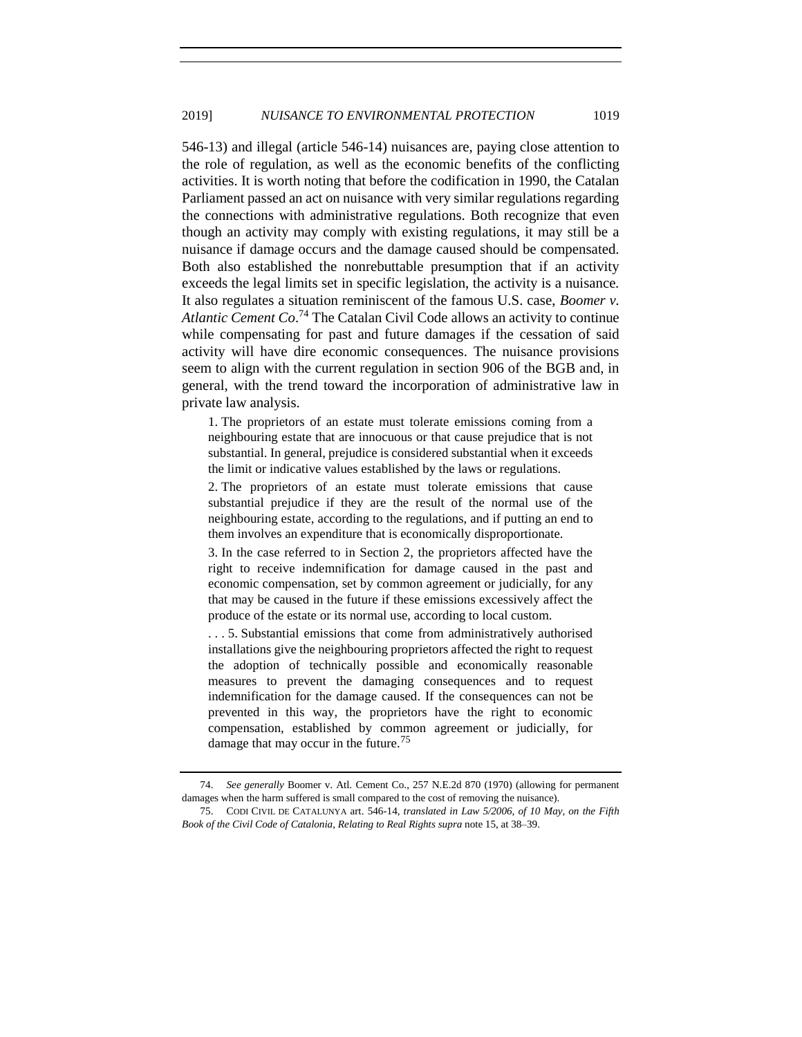546-13) and illegal (article 546-14) nuisances are, paying close attention to the role of regulation, as well as the economic benefits of the conflicting activities. It is worth noting that before the codification in 1990, the Catalan Parliament passed an act on nuisance with very similar regulations regarding the connections with administrative regulations. Both recognize that even though an activity may comply with existing regulations, it may still be a nuisance if damage occurs and the damage caused should be compensated. Both also established the nonrebuttable presumption that if an activity exceeds the legal limits set in specific legislation, the activity is a nuisance. It also regulates a situation reminiscent of the famous U.S. case, *Boomer v. Atlantic Cement Co*.[74] The Catalan Civil Code allows an activity to continue while compensating for past and future damages if the cessation of said activity will have dire economic consequences. The nuisance provisions seem to align with the current regulation in section 906 of the BGB and, in general, with the trend toward the incorporation of administrative law in private law analysis.

> 1. The proprietors of an estate must tolerate emissions coming from a neighbouring estate that are innocuous or that cause prejudice that is not substantial. In general, prejudice is considered substantial when it exceeds the limit or indicative values established by the laws or regulations.
>
> 2. The proprietors of an estate must tolerate emissions that cause substantial prejudice if they are the result of the normal use of the neighbouring estate, according to the regulations, and if putting an end to them involves an expenditure that is economically disproportionate.
>
> 3. In the case referred to in Section 2, the proprietors affected have the right to receive indemnification for damage caused in the past and economic compensation, set by common agreement or judicially, for any that may be caused in the future if these emissions excessively affect the produce of the estate or its normal use, according to local custom.
>
> . . . 5. Substantial emissions that come from administratively authorised installations give the neighbouring proprietors affected the right to request the adoption of technically possible and economically reasonable measures to prevent the damaging consequences and to request indemnification for the damage caused. If the consequences can not be prevented in this way, the proprietors have the right to economic compensation, established by common agreement or judicially, for damage that may occur in the future.[75]

---

74. *See generally* Boomer v. Atl. Cement Co., 257 N.E.2d 870 (1970) (allowing for permanent damages when the harm suffered is small compared to the cost of removing the nuisance).

75. CODI CIVIL DE CATALUNYA art. 546-14, *translated in Law 5/2006, of 10 May, on the Fifth Book of the Civil Code of Catalonia, Relating to Real Rights supra* note 15, at 38–39.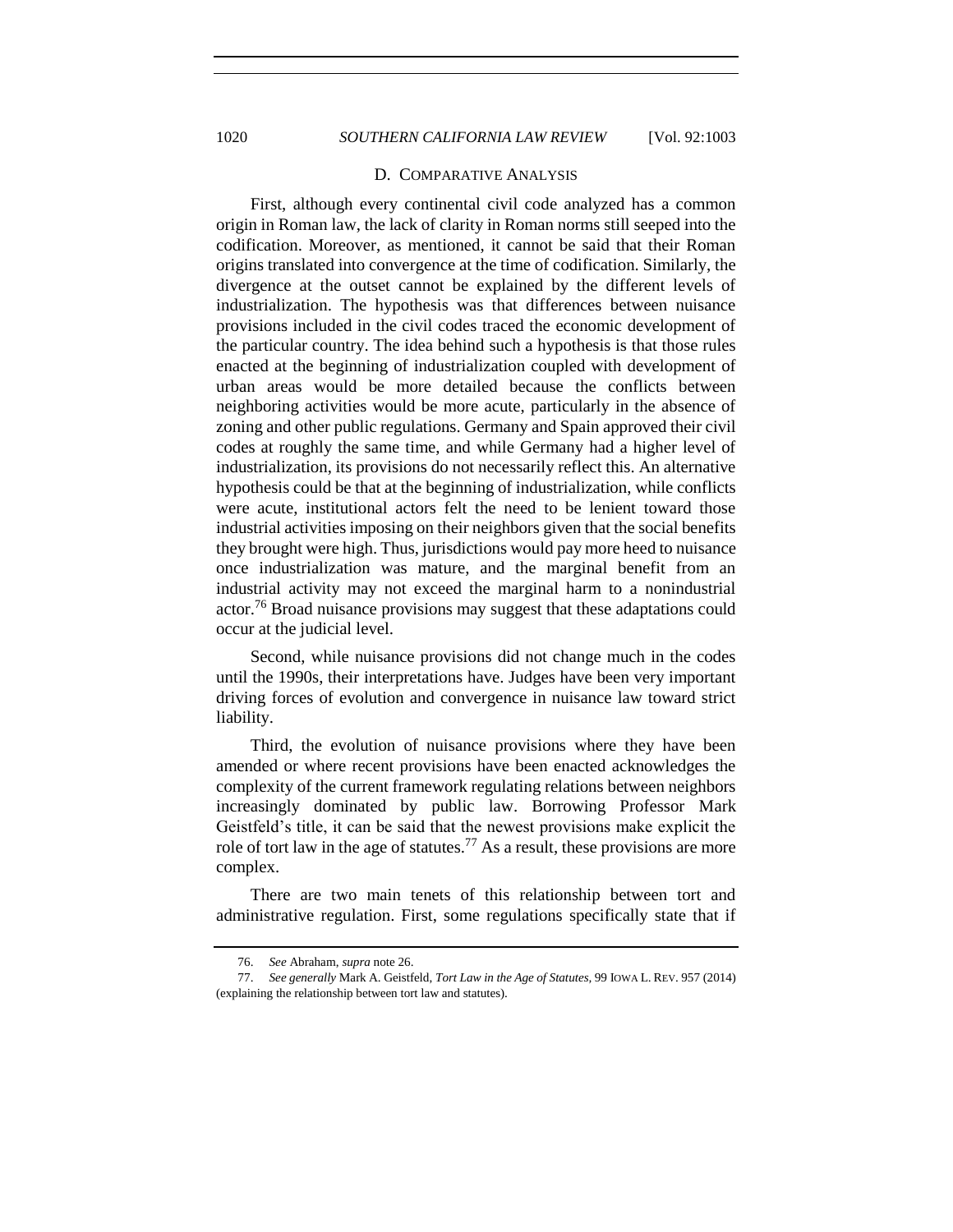### D. COMPARATIVE ANALYSIS

First, although every continental civil code analyzed has a common origin in Roman law, the lack of clarity in Roman norms still seeped into the codification. Moreover, as mentioned, it cannot be said that their Roman origins translated into convergence at the time of codification. Similarly, the divergence at the outset cannot be explained by the different levels of industrialization. The hypothesis was that differences between nuisance provisions included in the civil codes traced the economic development of the particular country. The idea behind such a hypothesis is that those rules enacted at the beginning of industrialization coupled with development of urban areas would be more detailed because the conflicts between neighboring activities would be more acute, particularly in the absence of zoning and other public regulations. Germany and Spain approved their civil codes at roughly the same time, and while Germany had a higher level of industrialization, its provisions do not necessarily reflect this. An alternative hypothesis could be that at the beginning of industrialization, while conflicts were acute, institutional actors felt the need to be lenient toward those industrial activities imposing on their neighbors given that the social benefits they brought were high. Thus, jurisdictions would pay more heed to nuisance once industrialization was mature, and the marginal benefit from an industrial activity may not exceed the marginal harm to a nonindustrial actor.[76] Broad nuisance provisions may suggest that these adaptations could occur at the judicial level.

Second, while nuisance provisions did not change much in the codes until the 1990s, their interpretations have. Judges have been very important driving forces of evolution and convergence in nuisance law toward strict liability.

Third, the evolution of nuisance provisions where they have been amended or where recent provisions have been enacted acknowledges the complexity of the current framework regulating relations between neighbors increasingly dominated by public law. Borrowing Professor Mark Geistfeld's title, it can be said that the newest provisions make explicit the role of tort law in the age of statutes.[77] As a result, these provisions are more complex.

There are two main tenets of this relationship between tort and administrative regulation. First, some regulations specifically state that if

---

76. *See* Abraham, *supra* note 26.

77. *See generally* Mark A. Geistfeld, *Tort Law in the Age of Statutes*, 99 IOWA L. REV. 957 (2014) (explaining the relationship between tort law and statutes).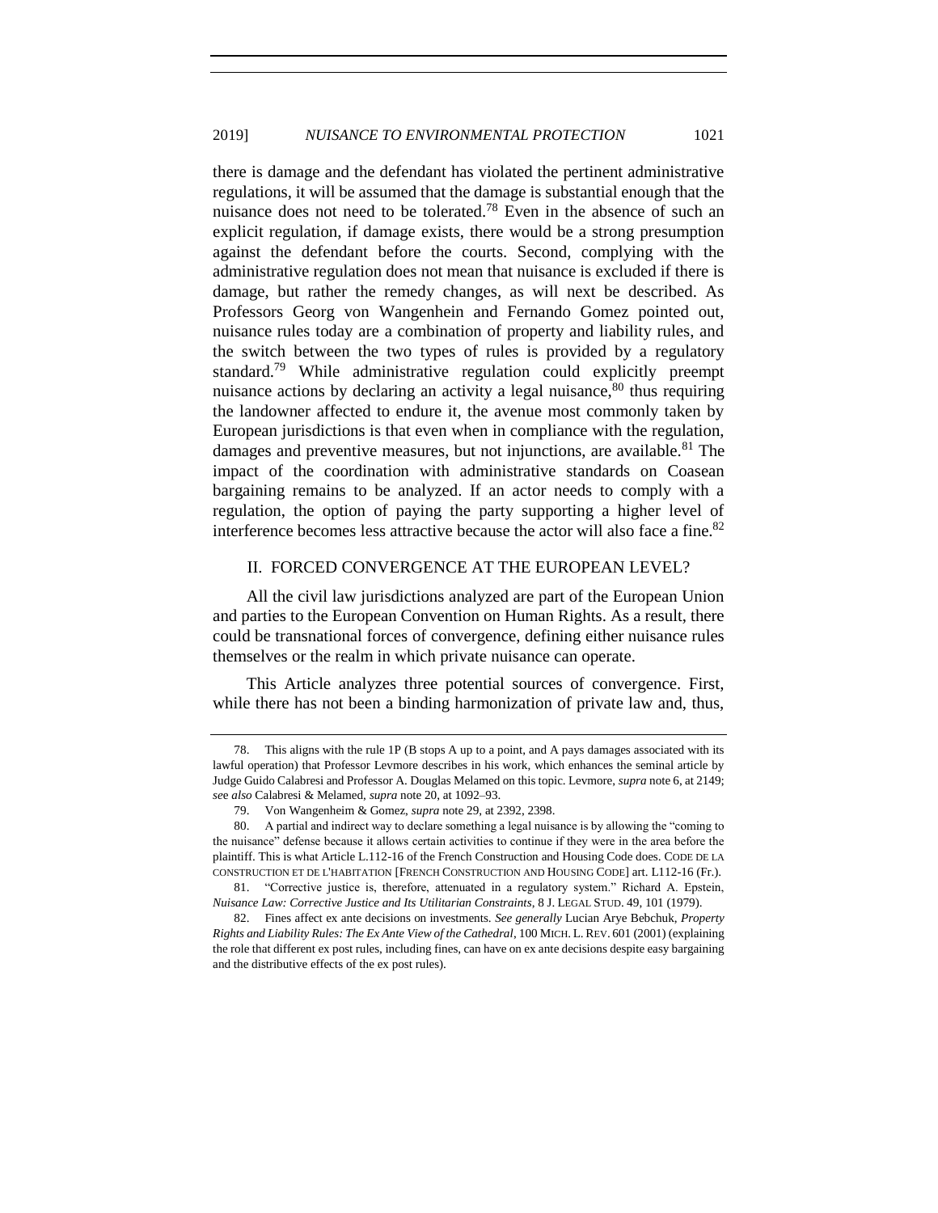there is damage and the defendant has violated the pertinent administrative regulations, it will be assumed that the damage is substantial enough that the nuisance does not need to be tolerated.[78] Even in the absence of such an explicit regulation, if damage exists, there would be a strong presumption against the defendant before the courts. Second, complying with the administrative regulation does not mean that nuisance is excluded if there is damage, but rather the remedy changes, as will next be described. As Professors Georg von Wangenhein and Fernando Gomez pointed out, nuisance rules today are a combination of property and liability rules, and the switch between the two types of rules is provided by a regulatory standard.[79] While administrative regulation could explicitly preempt nuisance actions by declaring an activity a legal nuisance,[80] thus requiring the landowner affected to endure it, the avenue most commonly taken by European jurisdictions is that even when in compliance with the regulation, damages and preventive measures, but not injunctions, are available.[81] The impact of the coordination with administrative standards on Coasean bargaining remains to be analyzed. If an actor needs to comply with a regulation, the option of paying the party supporting a higher level of interference becomes less attractive because the actor will also face a fine.[82]

## II. FORCED CONVERGENCE AT THE EUROPEAN LEVEL?

All the civil law jurisdictions analyzed are part of the European Union and parties to the European Convention on Human Rights. As a result, there could be transnational forces of convergence, defining either nuisance rules themselves or the realm in which private nuisance can operate.

This Article analyzes three potential sources of convergence. First, while there has not been a binding harmonization of private law and, thus,

---

78. This aligns with the rule 1P (B stops A up to a point, and A pays damages associated with its lawful operation) that Professor Levmore describes in his work, which enhances the seminal article by Judge Guido Calabresi and Professor A. Douglas Melamed on this topic. Levmore, *supra* note 6, at 2149; *see also* Calabresi & Melamed, *supra* note 20, at 1092–93.

79. Von Wangenheim & Gomez, *supra* note 29, at 2392, 2398.

80. A partial and indirect way to declare something a legal nuisance is by allowing the "coming to the nuisance" defense because it allows certain activities to continue if they were in the area before the plaintiff. This is what Article L.112-16 of the French Construction and Housing Code does. CODE DE LA CONSTRUCTION ET DE L'HABITATION [FRENCH CONSTRUCTION AND HOUSING CODE] art. L112-16 (Fr.).

81. "Corrective justice is, therefore, attenuated in a regulatory system." Richard A. Epstein, *Nuisance Law: Corrective Justice and Its Utilitarian Constraints*, 8 J. LEGAL STUD. 49, 101 (1979).

82. Fines affect ex ante decisions on investments. *See generally* Lucian Arye Bebchuk, *Property Rights and Liability Rules: The Ex Ante View of the Cathedral*, 100 MICH. L. REV. 601 (2001) (explaining the role that different ex post rules, including fines, can have on ex ante decisions despite easy bargaining and the distributive effects of the ex post rules).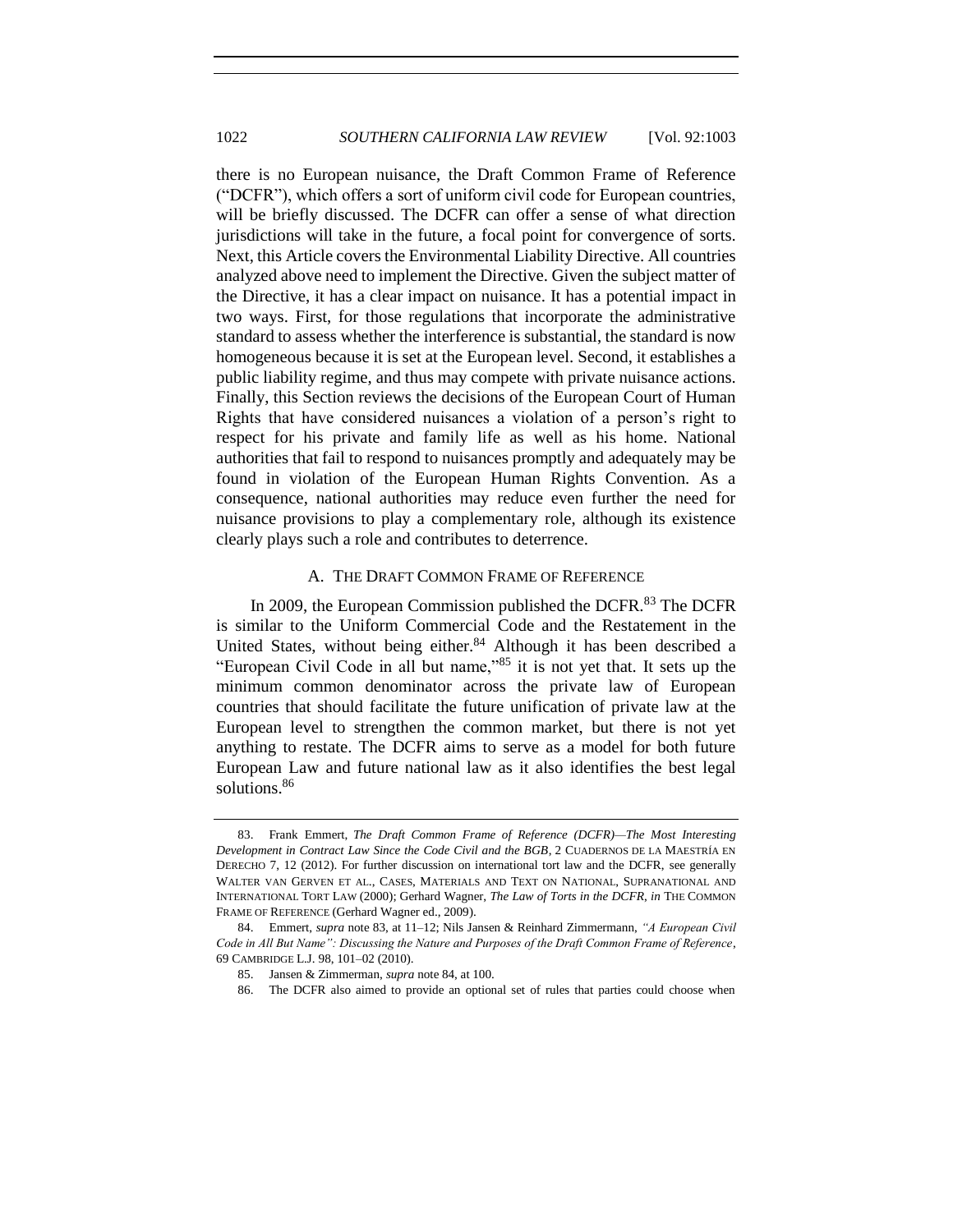there is no European nuisance, the Draft Common Frame of Reference ("DCFR"), which offers a sort of uniform civil code for European countries, will be briefly discussed. The DCFR can offer a sense of what direction jurisdictions will take in the future, a focal point for convergence of sorts. Next, this Article covers the Environmental Liability Directive. All countries analyzed above need to implement the Directive. Given the subject matter of the Directive, it has a clear impact on nuisance. It has a potential impact in two ways. First, for those regulations that incorporate the administrative standard to assess whether the interference is substantial, the standard is now homogeneous because it is set at the European level. Second, it establishes a public liability regime, and thus may compete with private nuisance actions. Finally, this Section reviews the decisions of the European Court of Human Rights that have considered nuisances a violation of a person's right to respect for his private and family life as well as his home. National authorities that fail to respond to nuisances promptly and adequately may be found in violation of the European Human Rights Convention. As a consequence, national authorities may reduce even further the need for nuisance provisions to play a complementary role, although its existence clearly plays such a role and contributes to deterrence.

### A. THE DRAFT COMMON FRAME OF REFERENCE

In 2009, the European Commission published the DCFR.[83] The DCFR is similar to the Uniform Commercial Code and the Restatement in the United States, without being either.[84] Although it has been described a "European Civil Code in all but name,"[85] it is not yet that. It sets up the minimum common denominator across the private law of European countries that should facilitate the future unification of private law at the European level to strengthen the common market, but there is not yet anything to restate. The DCFR aims to serve as a model for both future European Law and future national law as it also identifies the best legal solutions.[86]

---

83. Frank Emmert, *The Draft Common Frame of Reference (DCFR)—The Most Interesting Development in Contract Law Since the Code Civil and the BGB*, 2 CUADERNOS DE LA MAESTRÍA EN DERECHO 7, 12 (2012). For further discussion on international tort law and the DCFR, see generally WALTER VAN GERVEN ET AL., CASES, MATERIALS AND TEXT ON NATIONAL, SUPRANATIONAL AND INTERNATIONAL TORT LAW (2000); Gerhard Wagner, *The Law of Torts in the DCFR*, *in* THE COMMON FRAME OF REFERENCE (Gerhard Wagner ed., 2009).

84. Emmert, *supra* note 83, at 11–12; Nils Jansen & Reinhard Zimmermann, *"A European Civil Code in All But Name": Discussing the Nature and Purposes of the Draft Common Frame of Reference*, 69 CAMBRIDGE L.J. 98, 101–02 (2010).

85. Jansen & Zimmerman, *supra* note 84, at 100.

86. The DCFR also aimed to provide an optional set of rules that parties could choose when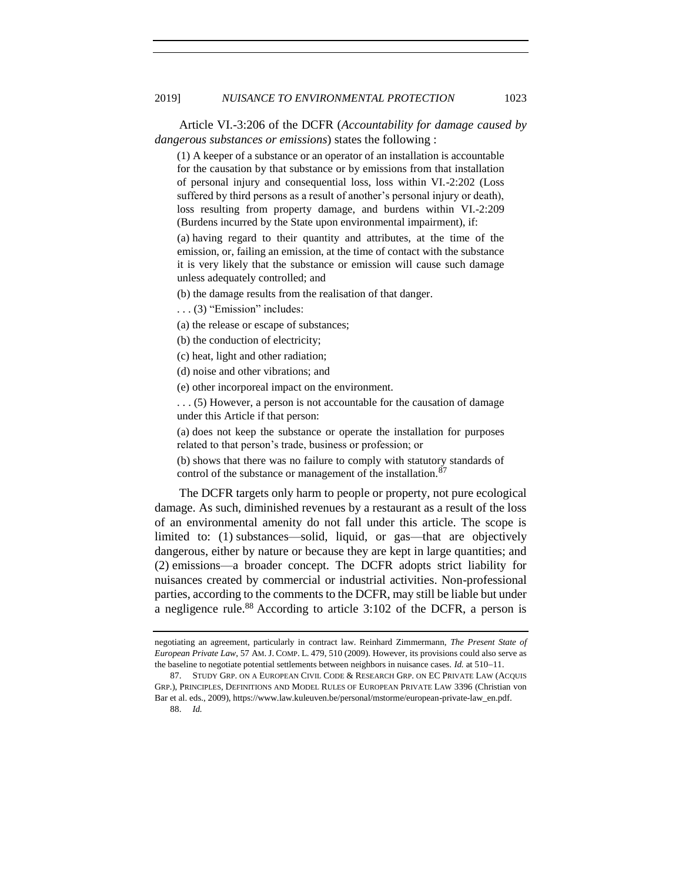Article VI.-3:206 of the DCFR (*Accountability for damage caused by dangerous substances or emissions*) states the following :

> (1) A keeper of a substance or an operator of an installation is accountable for the causation by that substance or by emissions from that installation of personal injury and consequential loss, loss within VI.-2:202 (Loss suffered by third persons as a result of another's personal injury or death), loss resulting from property damage, and burdens within VI.-2:209 (Burdens incurred by the State upon environmental impairment), if:
>
> (a) having regard to their quantity and attributes, at the time of the emission, or, failing an emission, at the time of contact with the substance it is very likely that the substance or emission will cause such damage unless adequately controlled; and
>
> (b) the damage results from the realisation of that danger.
>
> . . . (3) "Emission" includes:
>
> (a) the release or escape of substances;
>
> (b) the conduction of electricity;
>
> (c) heat, light and other radiation;
>
> (d) noise and other vibrations; and
>
> (e) other incorporeal impact on the environment.
>
> . . . (5) However, a person is not accountable for the causation of damage under this Article if that person:
>
> (a) does not keep the substance or operate the installation for purposes related to that person's trade, business or profession; or
>
> (b) shows that there was no failure to comply with statutory standards of control of the substance or management of the installation.[87]

The DCFR targets only harm to people or property, not pure ecological damage. As such, diminished revenues by a restaurant as a result of the loss of an environmental amenity do not fall under this article. The scope is limited to: (1) substances—solid, liquid, or gas—that are objectively dangerous, either by nature or because they are kept in large quantities; and (2) emissions—a broader concept. The DCFR adopts strict liability for nuisances created by commercial or industrial activities. Non-professional parties, according to the comments to the DCFR, may still be liable but under a negligence rule.[88] According to article 3:102 of the DCFR, a person is

---

negotiating an agreement, particularly in contract law. Reinhard Zimmermann, *The Present State of European Private Law*, 57 AM. J. COMP. L. 479, 510 (2009). However, its provisions could also serve as the baseline to negotiate potential settlements between neighbors in nuisance cases. *Id.* at 510–11.

87. STUDY GRP. ON A EUROPEAN CIVIL CODE & RESEARCH GRP. ON EC PRIVATE LAW (ACQUIS GRP.), PRINCIPLES, DEFINITIONS AND MODEL RULES OF EUROPEAN PRIVATE LAW 3396 (Christian von Bar et al. eds., 2009), https://www.law.kuleuven.be/personal/mstorme/european-private-law_en.pdf.

88. *Id.*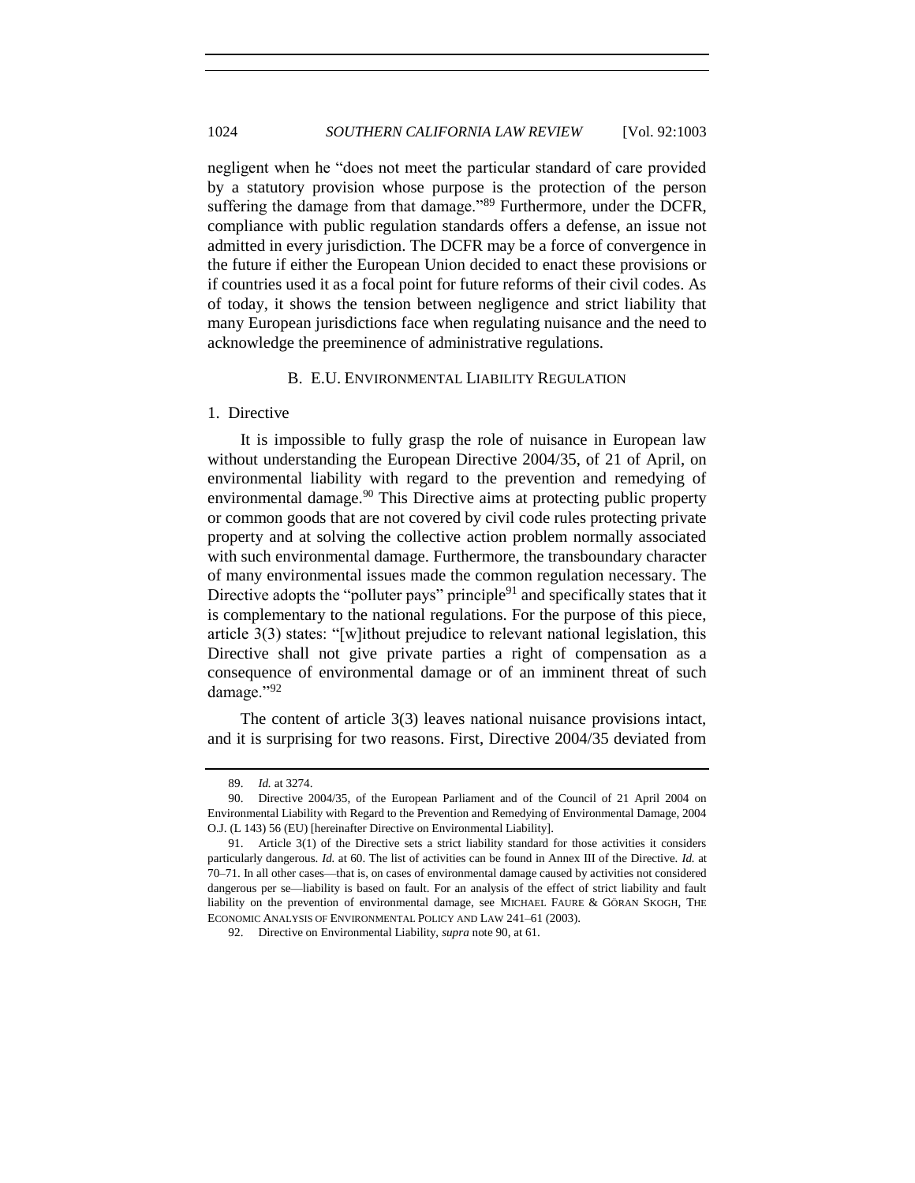negligent when he "does not meet the particular standard of care provided by a statutory provision whose purpose is the protection of the person suffering the damage from that damage."[89] Furthermore, under the DCFR, compliance with public regulation standards offers a defense, an issue not admitted in every jurisdiction. The DCFR may be a force of convergence in the future if either the European Union decided to enact these provisions or if countries used it as a focal point for future reforms of their civil codes. As of today, it shows the tension between negligence and strict liability that many European jurisdictions face when regulating nuisance and the need to acknowledge the preeminence of administrative regulations.

### B. E.U. ENVIRONMENTAL LIABILITY REGULATION

#### 1. Directive

It is impossible to fully grasp the role of nuisance in European law without understanding the European Directive 2004/35, of 21 of April, on environmental liability with regard to the prevention and remedying of environmental damage.[90] This Directive aims at protecting public property or common goods that are not covered by civil code rules protecting private property and at solving the collective action problem normally associated with such environmental damage. Furthermore, the transboundary character of many environmental issues made the common regulation necessary. The Directive adopts the "polluter pays" principle[91] and specifically states that it is complementary to the national regulations. For the purpose of this piece, article 3(3) states: "[w]ithout prejudice to relevant national legislation, this Directive shall not give private parties a right of compensation as a consequence of environmental damage or of an imminent threat of such damage."[92]

The content of article 3(3) leaves national nuisance provisions intact, and it is surprising for two reasons. First, Directive 2004/35 deviated from

---

89. *Id.* at 3274.

90. Directive 2004/35, of the European Parliament and of the Council of 21 April 2004 on Environmental Liability with Regard to the Prevention and Remedying of Environmental Damage, 2004 O.J. (L 143) 56 (EU) [hereinafter Directive on Environmental Liability].

91. Article 3(1) of the Directive sets a strict liability standard for those activities it considers particularly dangerous. *Id.* at 60. The list of activities can be found in Annex III of the Directive. *Id.* at 70–71. In all other cases—that is, on cases of environmental damage caused by activities not considered dangerous per se—liability is based on fault. For an analysis of the effect of strict liability and fault liability on the prevention of environmental damage, see MICHAEL FAURE & GÖRAN SKOGH, THE ECONOMIC ANALYSIS OF ENVIRONMENTAL POLICY AND LAW 241–61 (2003).

92. Directive on Environmental Liability, *supra* note 90, at 61.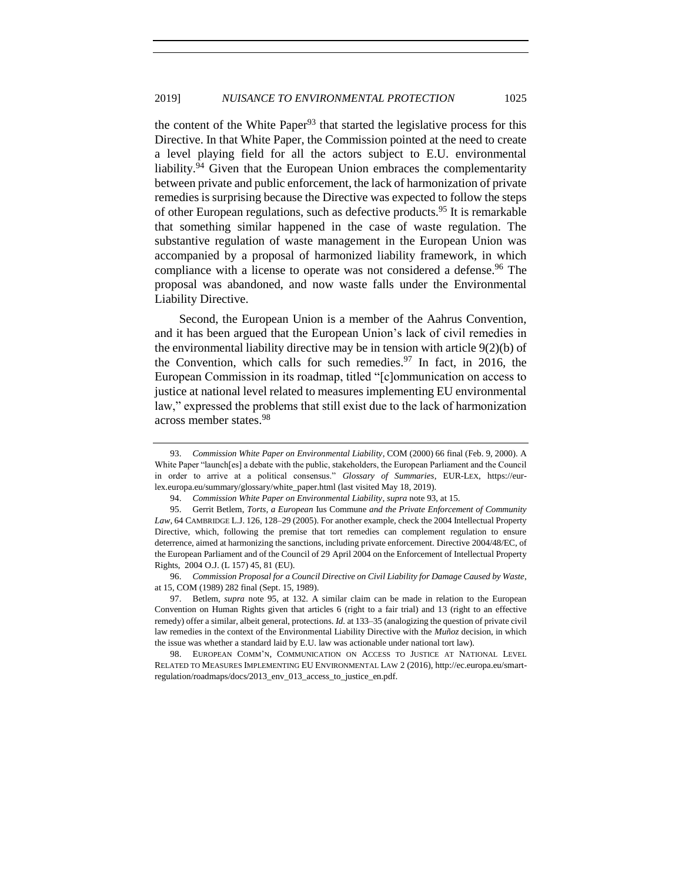the content of the White Paper[93] that started the legislative process for this Directive. In that White Paper, the Commission pointed at the need to create a level playing field for all the actors subject to E.U. environmental liability.[94] Given that the European Union embraces the complementarity between private and public enforcement, the lack of harmonization of private remedies is surprising because the Directive was expected to follow the steps of other European regulations, such as defective products.[95] It is remarkable that something similar happened in the case of waste regulation. The substantive regulation of waste management in the European Union was accompanied by a proposal of harmonized liability framework, in which compliance with a license to operate was not considered a defense.[96] The proposal was abandoned, and now waste falls under the Environmental Liability Directive.

Second, the European Union is a member of the Aahrus Convention, and it has been argued that the European Union's lack of civil remedies in the environmental liability directive may be in tension with article 9(2)(b) of the Convention, which calls for such remedies.[97] In fact, in 2016, the European Commission in its roadmap, titled "[c]ommunication on access to justice at national level related to measures implementing EU environmental law," expressed the problems that still exist due to the lack of harmonization across member states.[98]

---

93. *Commission White Paper on Environmental Liability*, COM (2000) 66 final (Feb. 9, 2000). A White Paper "launch[es] a debate with the public, stakeholders, the European Parliament and the Council in order to arrive at a political consensus." *Glossary of Summaries*, EUR-LEX, https://eur-lex.europa.eu/summary/glossary/white_paper.html (last visited May 18, 2019).

94. *Commission White Paper on Environmental Liability*, *supra* note 93, at 15.

95. Gerrit Betlem, *Torts, a European* Ius Commune *and the Private Enforcement of Community Law*, 64 CAMBRIDGE L.J. 126, 128–29 (2005). For another example, check the 2004 Intellectual Property Directive, which, following the premise that tort remedies can complement regulation to ensure deterrence, aimed at harmonizing the sanctions, including private enforcement. Directive 2004/48/EC, of the European Parliament and of the Council of 29 April 2004 on the Enforcement of Intellectual Property Rights, 2004 O.J. (L 157) 45, 81 (EU).

96. *Commission Proposal for a Council Directive on Civil Liability for Damage Caused by Waste*, at 15, COM (1989) 282 final (Sept. 15, 1989).

97. Betlem, *supra* note 95, at 132. A similar claim can be made in relation to the European Convention on Human Rights given that articles 6 (right to a fair trial) and 13 (right to an effective remedy) offer a similar, albeit general, protections. *Id.* at 133–35 (analogizing the question of private civil law remedies in the context of the Environmental Liability Directive with the *Muñoz* decision, in which the issue was whether a standard laid by E.U. law was actionable under national tort law).

98. EUROPEAN COMM'N, COMMUNICATION ON ACCESS TO JUSTICE AT NATIONAL LEVEL RELATED TO MEASURES IMPLEMENTING EU ENVIRONMENTAL LAW 2 (2016), http://ec.europa.eu/smart-regulation/roadmaps/docs/2013_env_013_access_to_justice_en.pdf.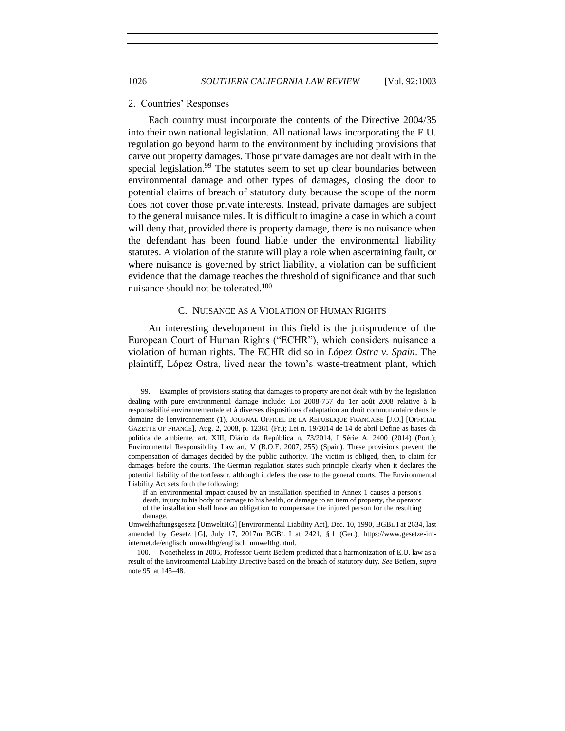### 2. Countries' Responses

Each country must incorporate the contents of the Directive 2004/35 into their own national legislation. All national laws incorporating the E.U. regulation go beyond harm to the environment by including provisions that carve out property damages. Those private damages are not dealt with in the special legislation.[99] The statutes seem to set up clear boundaries between environmental damage and other types of damages, closing the door to potential claims of breach of statutory duty because the scope of the norm does not cover those private interests. Instead, private damages are subject to the general nuisance rules. It is difficult to imagine a case in which a court will deny that, provided there is property damage, there is no nuisance when the defendant has been found liable under the environmental liability statutes. A violation of the statute will play a role when ascertaining fault, or where nuisance is governed by strict liability, a violation can be sufficient evidence that the damage reaches the threshold of significance and that such nuisance should not be tolerated.[100]

## C. Nuisance as a Violation of Human Rights

An interesting development in this field is the jurisprudence of the European Court of Human Rights ("ECHR"), which considers nuisance a violation of human rights. The ECHR did so in *López Ostra v. Spain*. The plaintiff, López Ostra, lived near the town's waste-treatment plant, which

---

99. Examples of provisions stating that damages to property are not dealt with by the legislation dealing with pure environmental damage include: Loi 2008-757 du 1er août 2008 relative à la responsabilité environnementale et à diverses dispositions d'adaptation au droit communautaire dans le domaine de l'environnement (1), JOURNAL OFFICEL DE LA REPUBLIQUE FRANCAISE [J.O.] [OFFICIAL GAZETTE OF FRANCE], Aug. 2, 2008, p. 12361 (Fr.); Lei n. 19/2014 de 14 de abril Define as bases da política de ambiente, art. XIII, Diário da República n. 73/2014, I Série A. 2400 (2014) (Port.); Environmental Responsibility Law art. V (B.O.E. 2007, 255) (Spain). These provisions prevent the compensation of damages decided by the public authority. The victim is obliged, then, to claim for damages before the courts. The German regulation states such principle clearly when it declares the potential liability of the tortfeasor, although it defers the case to the general courts. The Environmental Liability Act sets forth the following:

> If an environmental impact caused by an installation specified in Annex 1 causes a person's death, injury to his body or damage to his health, or damage to an item of property, the operator of the installation shall have an obligation to compensate the injured person for the resulting damage.

Umwelthaftungsgesetz [UmweltHG] [Environmental Liability Act], Dec. 10, 1990, BGBL I at 2634, last amended by Gesetz [G], July 17, 2017m BGBL I at 2421, § 1 (Ger.), https://www.gesetze-im-internet.de/englisch_umwelthg/englisch_umwelthg.html.

100. Nonetheless in 2005, Professor Gerrit Betlem predicted that a harmonization of E.U. law as a result of the Environmental Liability Directive based on the breach of statutory duty. *See* Betlem, *supra* note 95, at 145–48.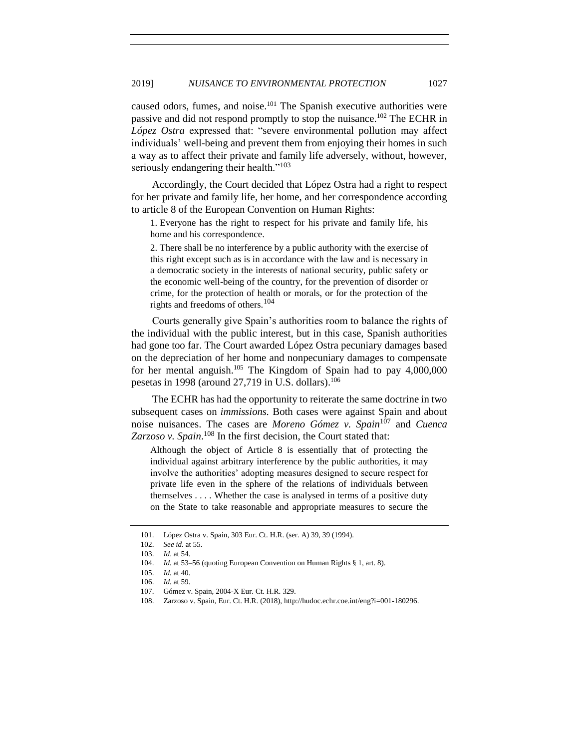caused odors, fumes, and noise.[101] The Spanish executive authorities were passive and did not respond promptly to stop the nuisance.[102] The ECHR in *López Ostra* expressed that: "severe environmental pollution may affect individuals' well-being and prevent them from enjoying their homes in such a way as to affect their private and family life adversely, without, however, seriously endangering their health."[103]

Accordingly, the Court decided that López Ostra had a right to respect for her private and family life, her home, and her correspondence according to article 8 of the European Convention on Human Rights:

> 1. Everyone has the right to respect for his private and family life, his home and his correspondence.
>
> 2. There shall be no interference by a public authority with the exercise of this right except such as is in accordance with the law and is necessary in a democratic society in the interests of national security, public safety or the economic well-being of the country, for the prevention of disorder or crime, for the protection of health or morals, or for the protection of the rights and freedoms of others.[104]

Courts generally give Spain's authorities room to balance the rights of the individual with the public interest, but in this case, Spanish authorities had gone too far. The Court awarded López Ostra pecuniary damages based on the depreciation of her home and nonpecuniary damages to compensate for her mental anguish.[105] The Kingdom of Spain had to pay 4,000,000 pesetas in 1998 (around 27,719 in U.S. dollars).[106]

The ECHR has had the opportunity to reiterate the same doctrine in two subsequent cases on *immissions.* Both cases were against Spain and about noise nuisances. The cases are *Moreno Gómez v. Spain*[107] and *Cuenca Zarzoso v. Spain*.[108] In the first decision, the Court stated that:

> Although the object of Article 8 is essentially that of protecting the individual against arbitrary interference by the public authorities, it may involve the authorities' adopting measures designed to secure respect for private life even in the sphere of the relations of individuals between themselves . . . . Whether the case is analysed in terms of a positive duty on the State to take reasonable and appropriate measures to secure the

101. López Ostra v. Spain, 303 Eur. Ct. H.R. (ser. A) 39, 39 (1994).

102. *See id.* at 55.

103. *Id*. at 54.

104. *Id.* at 53–56 (quoting European Convention on Human Rights § 1, art. 8).

105. *Id.* at 40.

106. *Id.* at 59.

107. Gómez v. Spain, 2004-X Eur. Ct. H.R. 329.

108. Zarzoso v. Spain, Eur. Ct. H.R. (2018), http://hudoc.echr.coe.int/eng?i=001-180296.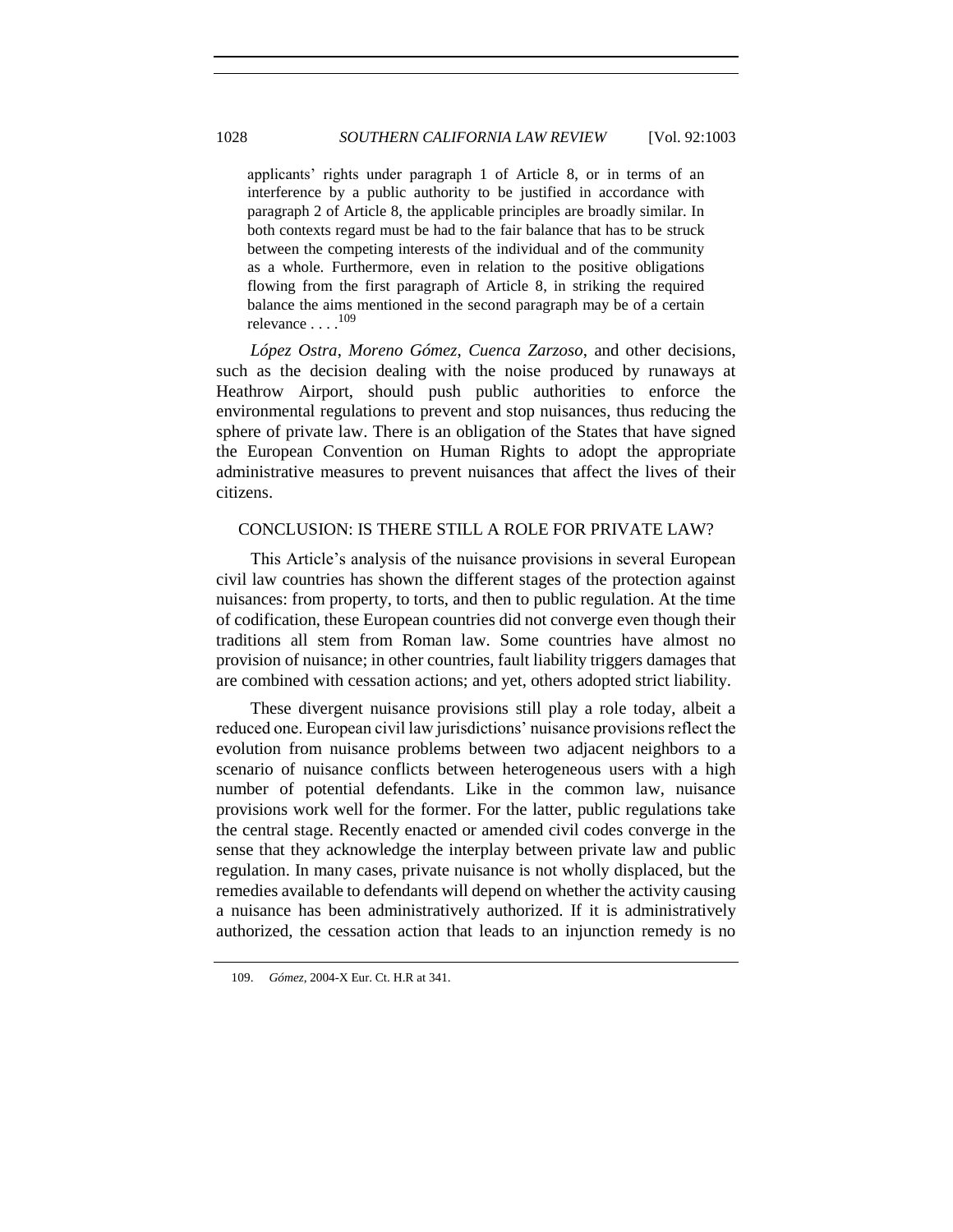> applicants' rights under paragraph 1 of Article 8, or in terms of an interference by a public authority to be justified in accordance with paragraph 2 of Article 8, the applicable principles are broadly similar. In both contexts regard must be had to the fair balance that has to be struck between the competing interests of the individual and of the community as a whole. Furthermore, even in relation to the positive obligations flowing from the first paragraph of Article 8, in striking the required balance the aims mentioned in the second paragraph may be of a certain relevance . . . .[109]

*López Ostra*, *Moreno Gómez*, *Cuenca Zarzoso*, and other decisions, such as the decision dealing with the noise produced by runaways at Heathrow Airport, should push public authorities to enforce the environmental regulations to prevent and stop nuisances, thus reducing the sphere of private law. There is an obligation of the States that have signed the European Convention on Human Rights to adopt the appropriate administrative measures to prevent nuisances that affect the lives of their citizens.

## CONCLUSION: IS THERE STILL A ROLE FOR PRIVATE LAW?

This Article's analysis of the nuisance provisions in several European civil law countries has shown the different stages of the protection against nuisances: from property, to torts, and then to public regulation. At the time of codification, these European countries did not converge even though their traditions all stem from Roman law. Some countries have almost no provision of nuisance; in other countries, fault liability triggers damages that are combined with cessation actions; and yet, others adopted strict liability.

These divergent nuisance provisions still play a role today, albeit a reduced one. European civil law jurisdictions' nuisance provisions reflect the evolution from nuisance problems between two adjacent neighbors to a scenario of nuisance conflicts between heterogeneous users with a high number of potential defendants. Like in the common law, nuisance provisions work well for the former. For the latter, public regulations take the central stage. Recently enacted or amended civil codes converge in the sense that they acknowledge the interplay between private law and public regulation. In many cases, private nuisance is not wholly displaced, but the remedies available to defendants will depend on whether the activity causing a nuisance has been administratively authorized. If it is administratively authorized, the cessation action that leads to an injunction remedy is no

109. *Gómez*, 2004-X Eur. Ct. H.R at 341.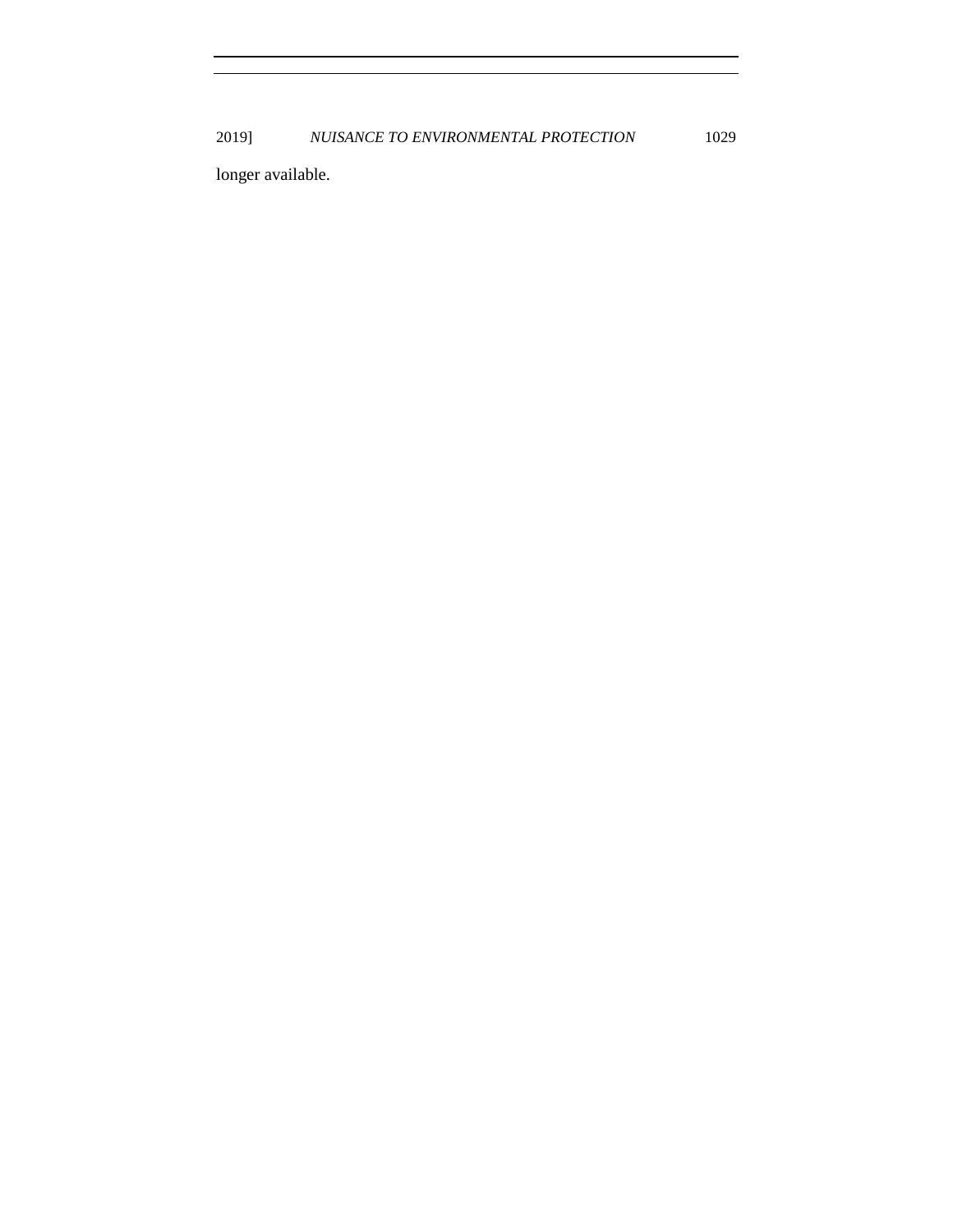longer available.